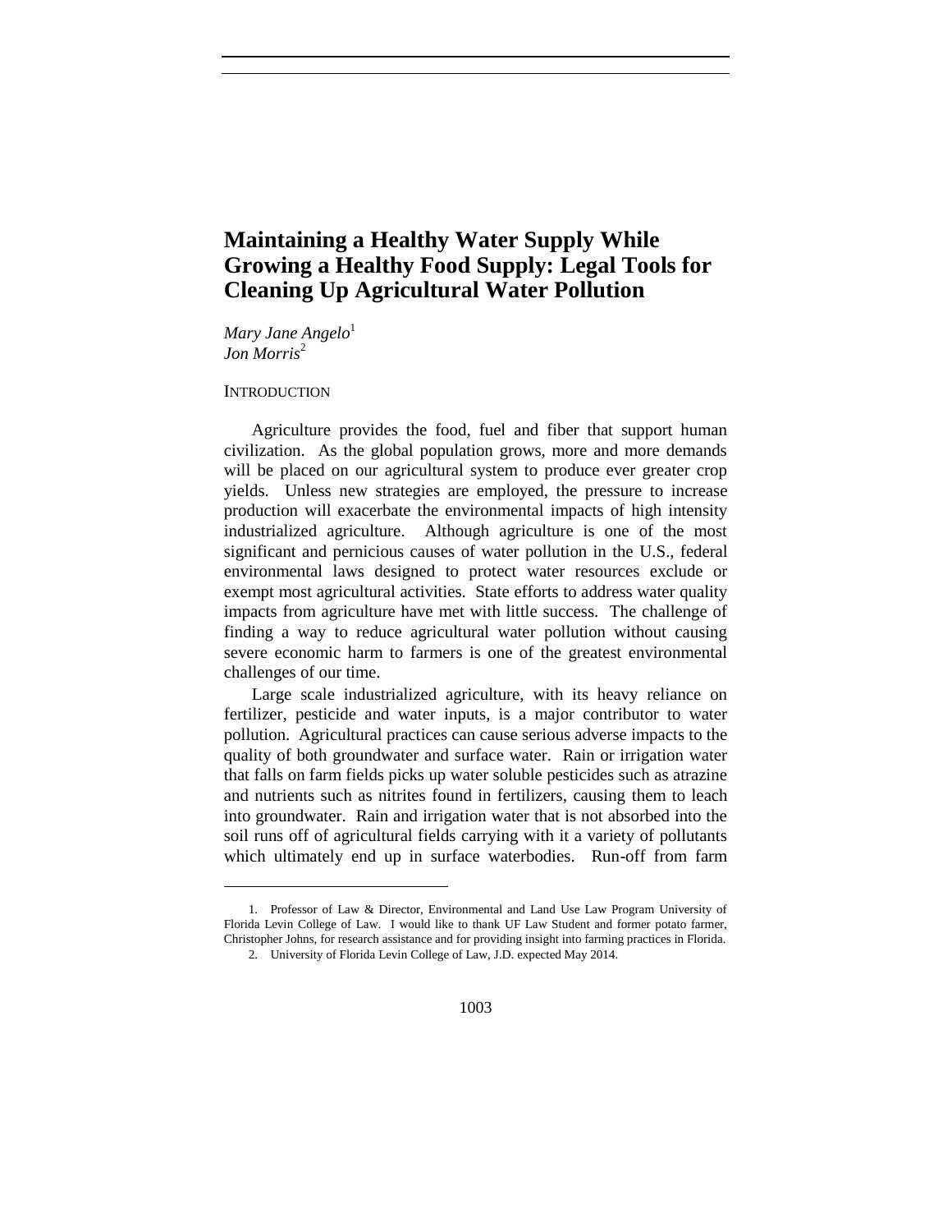# Maintaining a Healthy Water Supply While Growing a Healthy Food Supply: Legal Tools for Cleaning Up Agricultural Water Pollution

*Mary Jane Angelo*[1]
*Jon Morris*[2]

## INTRODUCTION

Agriculture provides the food, fuel and fiber that support human civilization. As the global population grows, more and more demands will be placed on our agricultural system to produce ever greater crop yields. Unless new strategies are employed, the pressure to increase production will exacerbate the environmental impacts of high intensity industrialized agriculture. Although agriculture is one of the most significant and pernicious causes of water pollution in the U.S., federal environmental laws designed to protect water resources exclude or exempt most agricultural activities. State efforts to address water quality impacts from agriculture have met with little success. The challenge of finding a way to reduce agricultural water pollution without causing severe economic harm to farmers is one of the greatest environmental challenges of our time.

Large scale industrialized agriculture, with its heavy reliance on fertilizer, pesticide and water inputs, is a major contributor to water pollution. Agricultural practices can cause serious adverse impacts to the quality of both groundwater and surface water. Rain or irrigation water that falls on farm fields picks up water soluble pesticides such as atrazine and nutrients such as nitrites found in fertilizers, causing them to leach into groundwater. Rain and irrigation water that is not absorbed into the soil runs off of agricultural fields carrying with it a variety of pollutants which ultimately end up in surface waterbodies. Run-off from farm

---

1. Professor of Law & Director, Environmental and Land Use Law Program University of Florida Levin College of Law. I would like to thank UF Law Student and former potato farmer, Christopher Johns, for research assistance and for providing insight into farming practices in Florida.

2. University of Florida Levin College of Law, J.D. expected May 2014.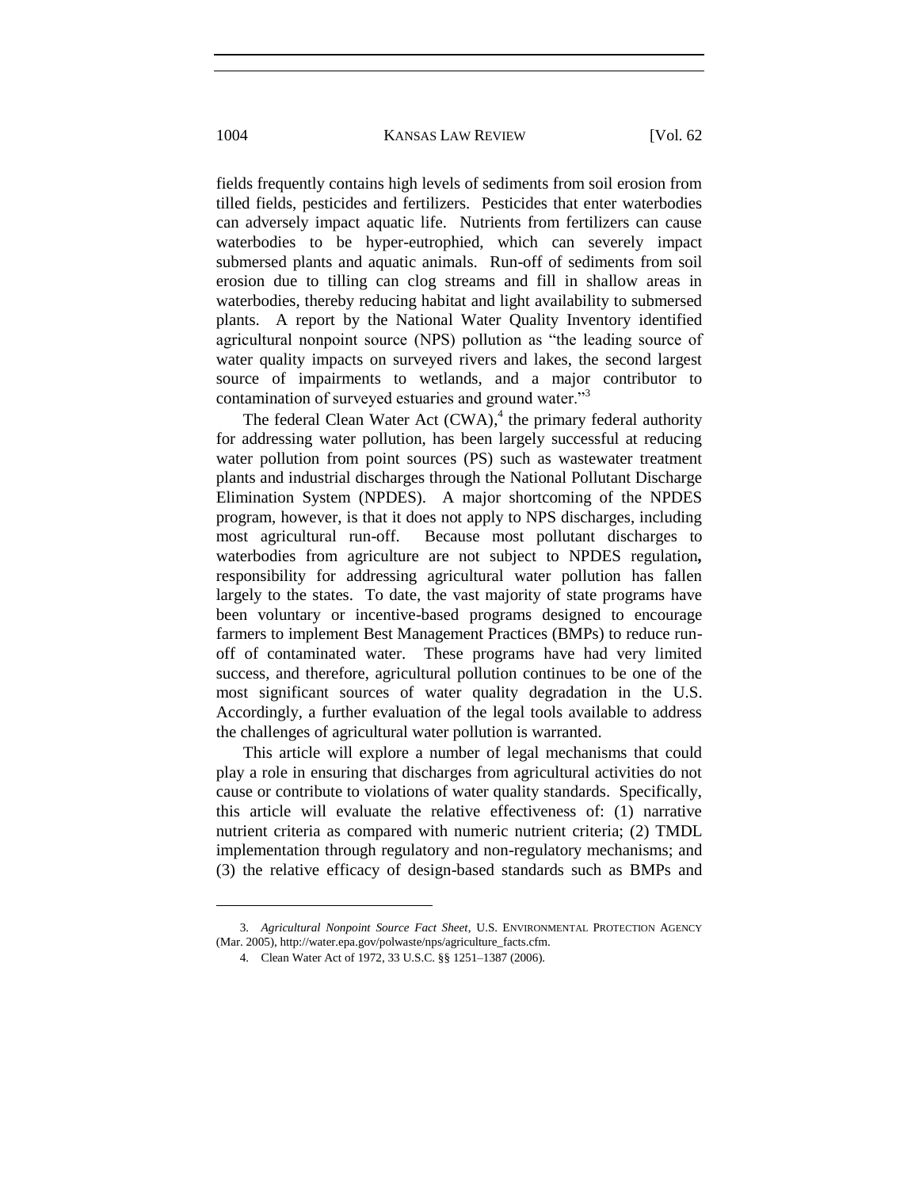fields frequently contains high levels of sediments from soil erosion from tilled fields, pesticides and fertilizers. Pesticides that enter waterbodies can adversely impact aquatic life. Nutrients from fertilizers can cause waterbodies to be hyper-eutrophied, which can severely impact submersed plants and aquatic animals. Run-off of sediments from soil erosion due to tilling can clog streams and fill in shallow areas in waterbodies, thereby reducing habitat and light availability to submersed plants. A report by the National Water Quality Inventory identified agricultural nonpoint source (NPS) pollution as "the leading source of water quality impacts on surveyed rivers and lakes, the second largest source of impairments to wetlands, and a major contributor to contamination of surveyed estuaries and ground water."[3]

The federal Clean Water Act (CWA),[4] the primary federal authority for addressing water pollution, has been largely successful at reducing water pollution from point sources (PS) such as wastewater treatment plants and industrial discharges through the National Pollutant Discharge Elimination System (NPDES). A major shortcoming of the NPDES program, however, is that it does not apply to NPS discharges, including most agricultural run-off. Because most pollutant discharges to waterbodies from agriculture are not subject to NPDES regulation**,** responsibility for addressing agricultural water pollution has fallen largely to the states. To date, the vast majority of state programs have been voluntary or incentive-based programs designed to encourage farmers to implement Best Management Practices (BMPs) to reduce run-off of contaminated water. These programs have had very limited success, and therefore, agricultural pollution continues to be one of the most significant sources of water quality degradation in the U.S. Accordingly, a further evaluation of the legal tools available to address the challenges of agricultural water pollution is warranted.

This article will explore a number of legal mechanisms that could play a role in ensuring that discharges from agricultural activities do not cause or contribute to violations of water quality standards. Specifically, this article will evaluate the relative effectiveness of: (1) narrative nutrient criteria as compared with numeric nutrient criteria; (2) TMDL implementation through regulatory and non-regulatory mechanisms; and (3) the relative efficacy of design-based standards such as BMPs and

---

3. *Agricultural Nonpoint Source Fact Sheet*, U.S. ENVIRONMENTAL PROTECTION AGENCY (Mar. 2005), http://water.epa.gov/polwaste/nps/agriculture_facts.cfm.

4. Clean Water Act of 1972, 33 U.S.C. §§ 1251–1387 (2006).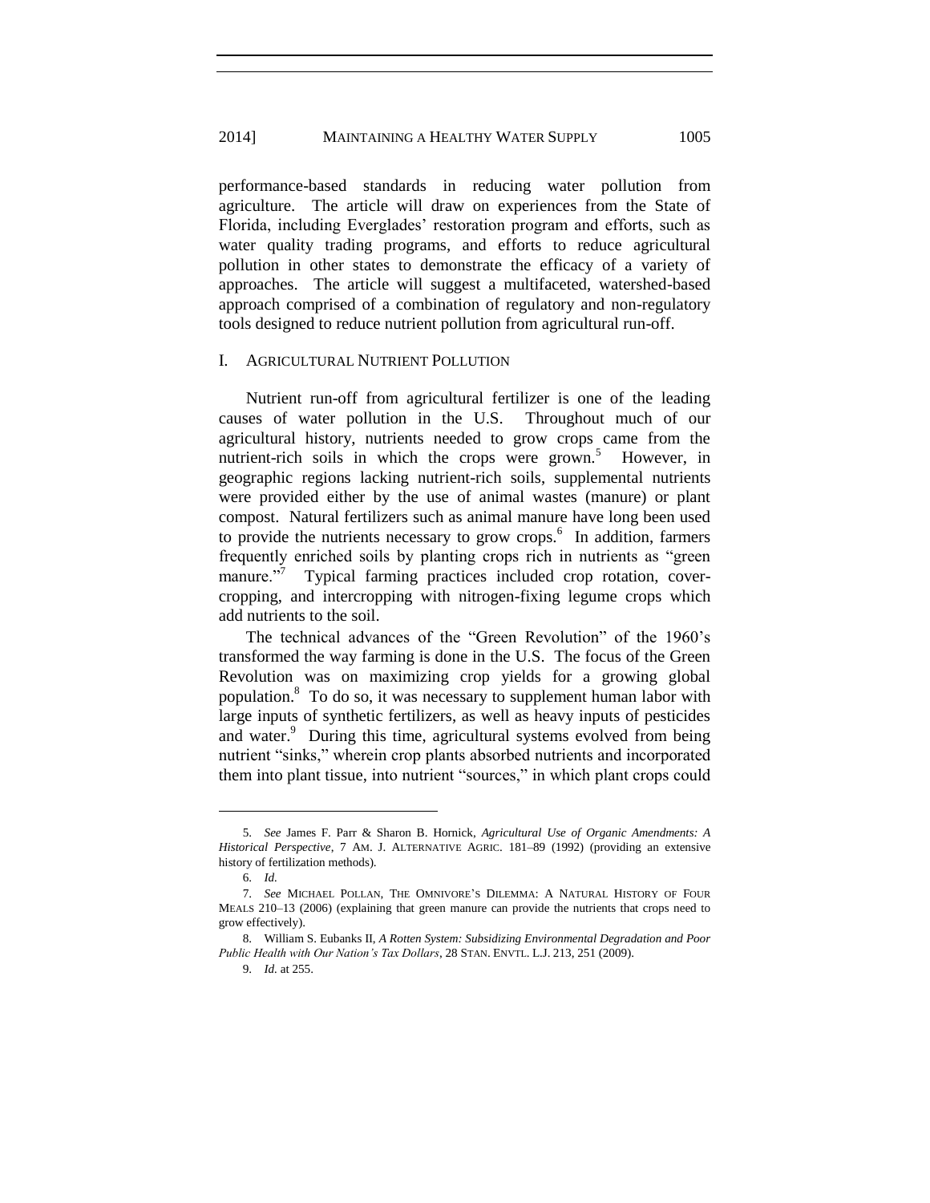performance-based standards in reducing water pollution from agriculture. The article will draw on experiences from the State of Florida, including Everglades' restoration program and efforts, such as water quality trading programs, and efforts to reduce agricultural pollution in other states to demonstrate the efficacy of a variety of approaches. The article will suggest a multifaceted, watershed-based approach comprised of a combination of regulatory and non-regulatory tools designed to reduce nutrient pollution from agricultural run-off.

## I. AGRICULTURAL NUTRIENT POLLUTION

Nutrient run-off from agricultural fertilizer is one of the leading causes of water pollution in the U.S. Throughout much of our agricultural history, nutrients needed to grow crops came from the nutrient-rich soils in which the crops were grown.[5] However, in geographic regions lacking nutrient-rich soils, supplemental nutrients were provided either by the use of animal wastes (manure) or plant compost. Natural fertilizers such as animal manure have long been used to provide the nutrients necessary to grow crops.[6] In addition, farmers frequently enriched soils by planting crops rich in nutrients as "green manure."[7] Typical farming practices included crop rotation, cover-cropping, and intercropping with nitrogen-fixing legume crops which add nutrients to the soil.

The technical advances of the "Green Revolution" of the 1960's transformed the way farming is done in the U.S. The focus of the Green Revolution was on maximizing crop yields for a growing global population.[8] To do so, it was necessary to supplement human labor with large inputs of synthetic fertilizers, as well as heavy inputs of pesticides and water.[9] During this time, agricultural systems evolved from being nutrient "sinks," wherein crop plants absorbed nutrients and incorporated them into plant tissue, into nutrient "sources," in which plant crops could

---

5. *See* James F. Parr & Sharon B. Hornick, *Agricultural Use of Organic Amendments: A Historical Perspective*, 7 AM. J. ALTERNATIVE AGRIC. 181–89 (1992) (providing an extensive history of fertilization methods).

6. *Id.*

7. *See* MICHAEL POLLAN, THE OMNIVORE'S DILEMMA: A NATURAL HISTORY OF FOUR MEALS 210–13 (2006) (explaining that green manure can provide the nutrients that crops need to grow effectively).

8. William S. Eubanks II, *A Rotten System: Subsidizing Environmental Degradation and Poor Public Health with Our Nation's Tax Dollars*, 28 STAN. ENVTL. L.J. 213, 251 (2009).

9. *Id.* at 255.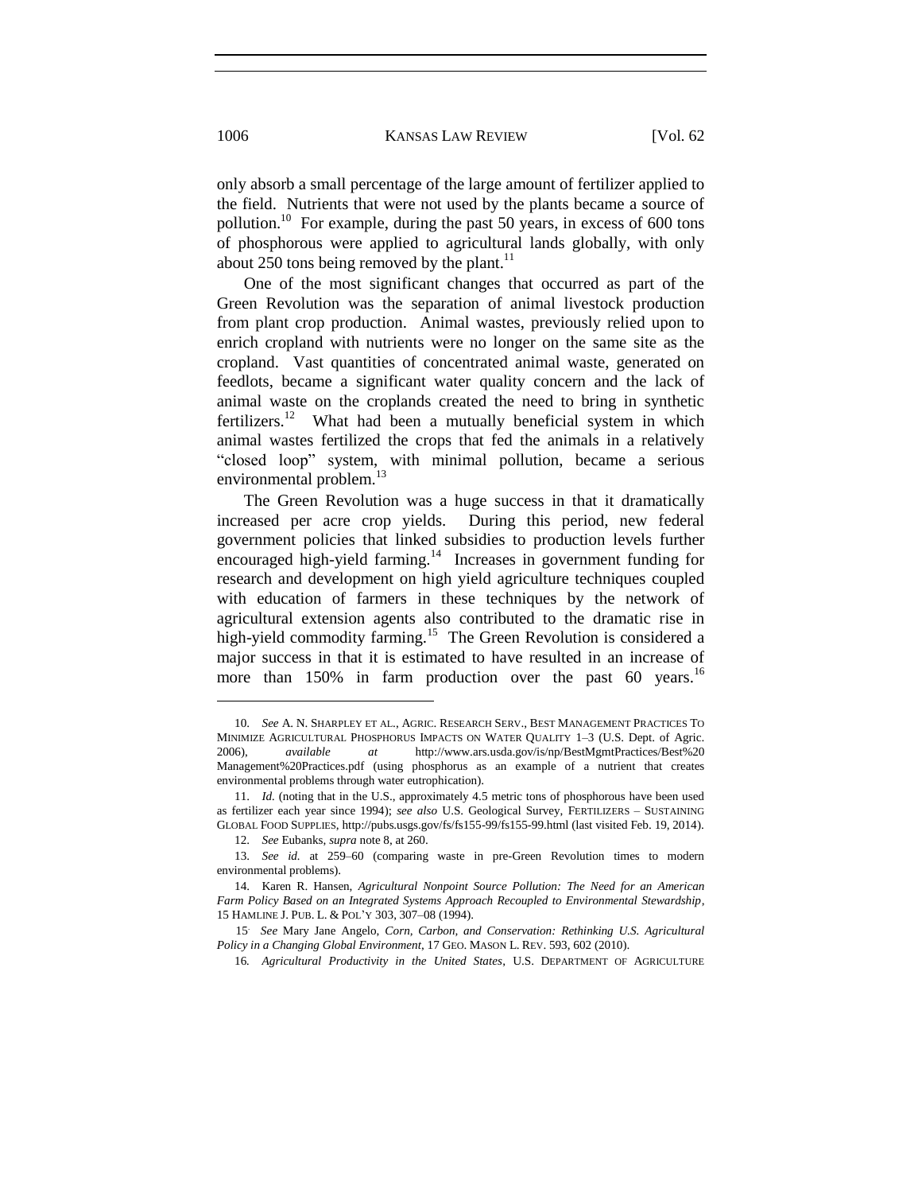only absorb a small percentage of the large amount of fertilizer applied to the field. Nutrients that were not used by the plants became a source of pollution.[10] For example, during the past 50 years, in excess of 600 tons of phosphorous were applied to agricultural lands globally, with only about 250 tons being removed by the plant.[11]

One of the most significant changes that occurred as part of the Green Revolution was the separation of animal livestock production from plant crop production. Animal wastes, previously relied upon to enrich cropland with nutrients were no longer on the same site as the cropland. Vast quantities of concentrated animal waste, generated on feedlots, became a significant water quality concern and the lack of animal waste on the croplands created the need to bring in synthetic fertilizers.[12] What had been a mutually beneficial system in which animal wastes fertilized the crops that fed the animals in a relatively "closed loop" system, with minimal pollution, became a serious environmental problem.[13]

The Green Revolution was a huge success in that it dramatically increased per acre crop yields. During this period, new federal government policies that linked subsidies to production levels further encouraged high-yield farming.[14] Increases in government funding for research and development on high yield agriculture techniques coupled with education of farmers in these techniques by the network of agricultural extension agents also contributed to the dramatic rise in high-yield commodity farming.[15] The Green Revolution is considered a major success in that it is estimated to have resulted in an increase of more than 150% in farm production over the past 60 years.[16]

---

10. *See* A. N. SHARPLEY ET AL., AGRIC. RESEARCH SERV., BEST MANAGEMENT PRACTICES TO MINIMIZE AGRICULTURAL PHOSPHORUS IMPACTS ON WATER QUALITY 1–3 (U.S. Dept. of Agric. 2006), *available at* http://www.ars.usda.gov/is/np/BestMgmtPractices/Best%20 Management%20Practices.pdf (using phosphorus as an example of a nutrient that creates environmental problems through water eutrophication).

11. *Id.* (noting that in the U.S., approximately 4.5 metric tons of phosphorous have been used as fertilizer each year since 1994); *see also* U.S. Geological Survey, FERTILIZERS – SUSTAINING GLOBAL FOOD SUPPLIES, http://pubs.usgs.gov/fs/fs155-99/fs155-99.html (last visited Feb. 19, 2014).

12. *See* Eubanks, *supra* note 8, at 260.

13. *See id.* at 259–60 (comparing waste in pre-Green Revolution times to modern environmental problems).

14. Karen R. Hansen, *Agricultural Nonpoint Source Pollution: The Need for an American Farm Policy Based on an Integrated Systems Approach Recoupled to Environmental Stewardship*, 15 HAMLINE J. PUB. L. & POL'Y 303, 307–08 (1994).

15. *See* Mary Jane Angelo, *Corn, Carbon, and Conservation: Rethinking U.S. Agricultural Policy in a Changing Global Environment*, 17 GEO. MASON L. REV. 593, 602 (2010).

16. *Agricultural Productivity in the United States*, U.S. DEPARTMENT OF AGRICULTURE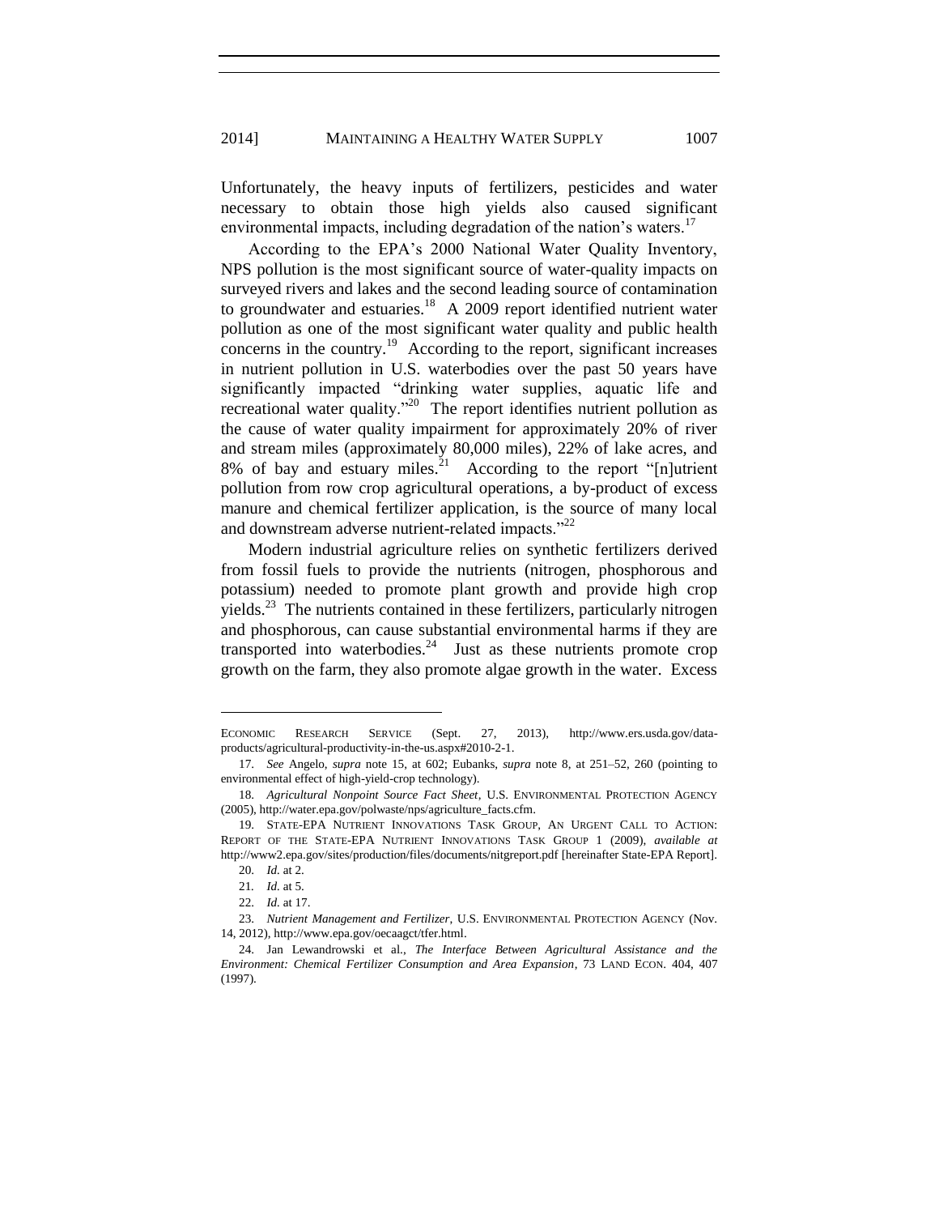Unfortunately, the heavy inputs of fertilizers, pesticides and water necessary to obtain those high yields also caused significant environmental impacts, including degradation of the nation's waters.[17]

According to the EPA's 2000 National Water Quality Inventory, NPS pollution is the most significant source of water-quality impacts on surveyed rivers and lakes and the second leading source of contamination to groundwater and estuaries.[18] A 2009 report identified nutrient water pollution as one of the most significant water quality and public health concerns in the country.[19] According to the report, significant increases in nutrient pollution in U.S. waterbodies over the past 50 years have significantly impacted "drinking water supplies, aquatic life and recreational water quality."[20] The report identifies nutrient pollution as the cause of water quality impairment for approximately 20% of river and stream miles (approximately 80,000 miles), 22% of lake acres, and 8% of bay and estuary miles.[21] According to the report "[n]utrient pollution from row crop agricultural operations, a by-product of excess manure and chemical fertilizer application, is the source of many local and downstream adverse nutrient-related impacts."[22]

Modern industrial agriculture relies on synthetic fertilizers derived from fossil fuels to provide the nutrients (nitrogen, phosphorous and potassium) needed to promote plant growth and provide high crop yields.[23] The nutrients contained in these fertilizers, particularly nitrogen and phosphorous, can cause substantial environmental harms if they are transported into waterbodies.[24] Just as these nutrients promote crop growth on the farm, they also promote algae growth in the water. Excess

---

ECONOMIC RESEARCH SERVICE (Sept. 27, 2013), http://www.ers.usda.gov/data-products/agricultural-productivity-in-the-us.aspx#2010-2-1.

17. *See* Angelo, *supra* note 15, at 602; Eubanks, *supra* note 8, at 251–52, 260 (pointing to environmental effect of high-yield-crop technology).

18. *Agricultural Nonpoint Source Fact Sheet*, U.S. ENVIRONMENTAL PROTECTION AGENCY (2005), http://water.epa.gov/polwaste/nps/agriculture_facts.cfm.

19. STATE-EPA NUTRIENT INNOVATIONS TASK GROUP, AN URGENT CALL TO ACTION: REPORT OF THE STATE-EPA NUTRIENT INNOVATIONS TASK GROUP 1 (2009), *available at* http://www2.epa.gov/sites/production/files/documents/nitgreport.pdf [hereinafter State-EPA Report].

20. *Id.* at 2.

21. *Id.* at 5.

22. *Id.* at 17.

23. *Nutrient Management and Fertilizer*, U.S. ENVIRONMENTAL PROTECTION AGENCY (Nov. 14, 2012), http://www.epa.gov/oecaagct/tfer.html.

24. Jan Lewandrowski et al., *The Interface Between Agricultural Assistance and the Environment: Chemical Fertilizer Consumption and Area Expansion*, 73 LAND ECON. 404, 407 (1997).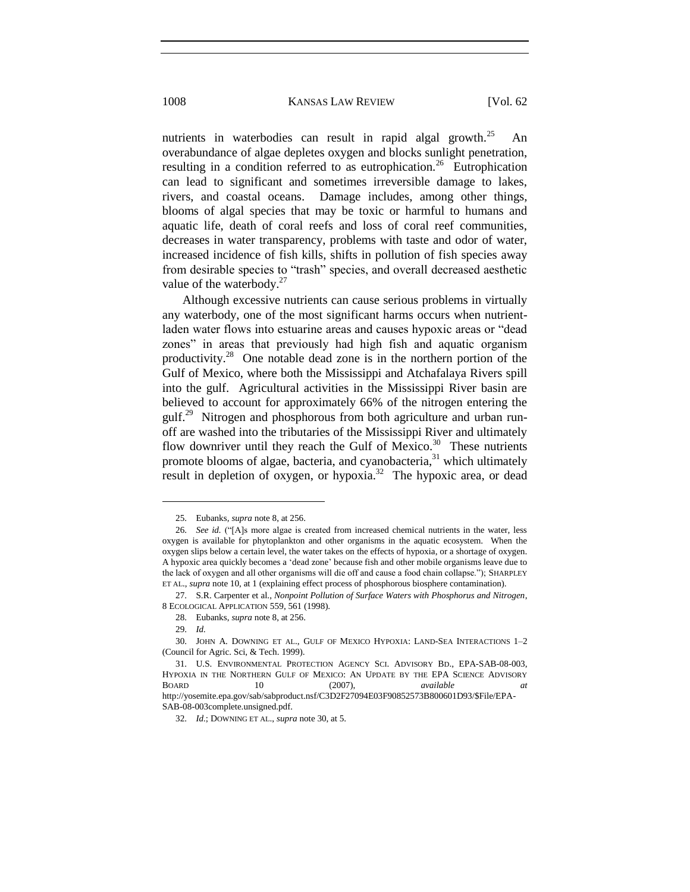nutrients in waterbodies can result in rapid algal growth.[25] An overabundance of algae depletes oxygen and blocks sunlight penetration, resulting in a condition referred to as eutrophication.[26] Eutrophication can lead to significant and sometimes irreversible damage to lakes, rivers, and coastal oceans. Damage includes, among other things, blooms of algal species that may be toxic or harmful to humans and aquatic life, death of coral reefs and loss of coral reef communities, decreases in water transparency, problems with taste and odor of water, increased incidence of fish kills, shifts in pollution of fish species away from desirable species to "trash" species, and overall decreased aesthetic value of the waterbody.[27]

Although excessive nutrients can cause serious problems in virtually any waterbody, one of the most significant harms occurs when nutrient-laden water flows into estuarine areas and causes hypoxic areas or "dead zones" in areas that previously had high fish and aquatic organism productivity.[28] One notable dead zone is in the northern portion of the Gulf of Mexico, where both the Mississippi and Atchafalaya Rivers spill into the gulf. Agricultural activities in the Mississippi River basin are believed to account for approximately 66% of the nitrogen entering the gulf.[29] Nitrogen and phosphorous from both agriculture and urban run-off are washed into the tributaries of the Mississippi River and ultimately flow downriver until they reach the Gulf of Mexico.[30] These nutrients promote blooms of algae, bacteria, and cyanobacteria,[31] which ultimately result in depletion of oxygen, or hypoxia.[32] The hypoxic area, or dead

---

25. Eubanks, *supra* note 8, at 256.

26. *See id.* ("[A]s more algae is created from increased chemical nutrients in the water, less oxygen is available for phytoplankton and other organisms in the aquatic ecosystem. When the oxygen slips below a certain level, the water takes on the effects of hypoxia, or a shortage of oxygen. A hypoxic area quickly becomes a 'dead zone' because fish and other mobile organisms leave due to the lack of oxygen and all other organisms will die off and cause a food chain collapse."); SHARPLEY ET AL., *supra* note 10, at 1 (explaining effect process of phosphorous biosphere contamination).

27. S.R. Carpenter et al., *Nonpoint Pollution of Surface Waters with Phosphorus and Nitrogen*, 8 ECOLOGICAL APPLICATION 559, 561 (1998).

28. Eubanks, *supra* note 8, at 256.

29. *Id.*

30. JOHN A. DOWNING ET AL., GULF OF MEXICO HYPOXIA: LAND-SEA INTERACTIONS 1–2 (Council for Agric. Sci, & Tech. 1999).

31. U.S. ENVIRONMENTAL PROTECTION AGENCY SCI. ADVISORY BD., EPA-SAB-08-003, HYPOXIA IN THE NORTHERN GULF OF MEXICO: AN UPDATE BY THE EPA SCIENCE ADVISORY BOARD 10 (2007), *available at* http://yosemite.epa.gov/sab/sabproduct.nsf/C3D2F27094E03F90852573B800601D93/$File/EPA-SAB-08-003complete.unsigned.pdf.

32. *Id.*; DOWNING ET AL., *supra* note 30, at 5.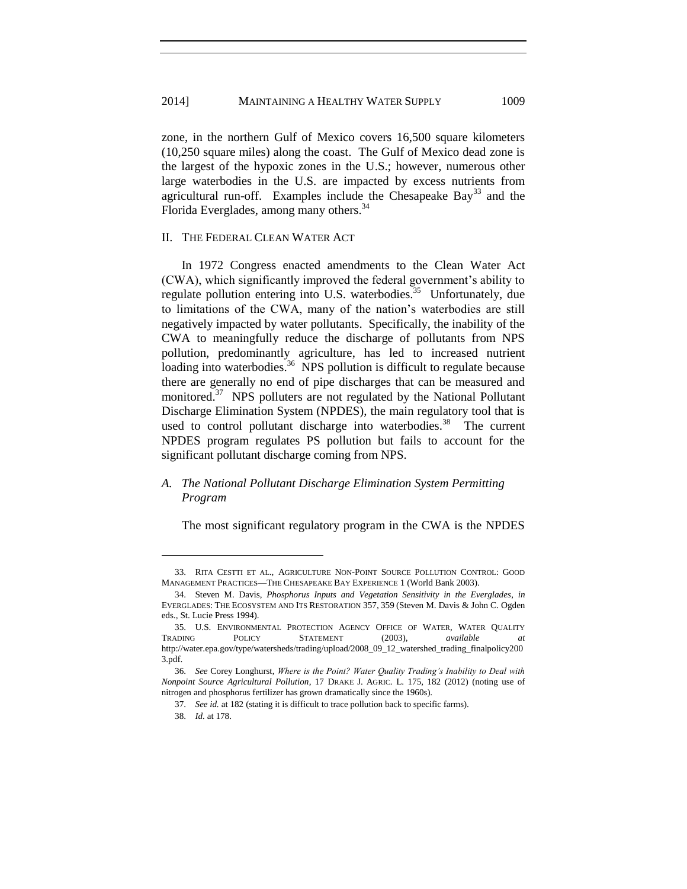zone, in the northern Gulf of Mexico covers 16,500 square kilometers (10,250 square miles) along the coast. The Gulf of Mexico dead zone is the largest of the hypoxic zones in the U.S.; however, numerous other large waterbodies in the U.S. are impacted by excess nutrients from agricultural run-off. Examples include the Chesapeake Bay[33] and the Florida Everglades, among many others.[34]

## II. The Federal Clean Water Act

In 1972 Congress enacted amendments to the Clean Water Act (CWA), which significantly improved the federal government's ability to regulate pollution entering into U.S. waterbodies.[35] Unfortunately, due to limitations of the CWA, many of the nation's waterbodies are still negatively impacted by water pollutants. Specifically, the inability of the CWA to meaningfully reduce the discharge of pollutants from NPS pollution, predominantly agriculture, has led to increased nutrient loading into waterbodies.[36] NPS pollution is difficult to regulate because there are generally no end of pipe discharges that can be measured and monitored.[37] NPS polluters are not regulated by the National Pollutant Discharge Elimination System (NPDES), the main regulatory tool that is used to control pollutant discharge into waterbodies.[38] The current NPDES program regulates PS pollution but fails to account for the significant pollutant discharge coming from NPS.

### *A. The National Pollutant Discharge Elimination System Permitting Program*

The most significant regulatory program in the CWA is the NPDES

---

33. Rita Cestti et al., Agriculture Non-Point Source Pollution Control: Good Management Practices—The Chesapeake Bay Experience 1 (World Bank 2003).

34. Steven M. Davis, *Phosphorus Inputs and Vegetation Sensitivity in the Everglades*, *in* Everglades: The Ecosystem and Its Restoration 357, 359 (Steven M. Davis & John C. Ogden eds., St. Lucie Press 1994).

35. U.S. Environmental Protection Agency Office of Water, Water Quality Trading Policy Statement (2003), *available at* http://water.epa.gov/type/watersheds/trading/upload/2008_09_12_watershed_trading_finalpolicy2003.pdf.

36. *See* Corey Longhurst, *Where is the Point? Water Quality Trading's Inability to Deal with Nonpoint Source Agricultural Pollution*, 17 Drake J. Agric. L. 175, 182 (2012) (noting use of nitrogen and phosphorus fertilizer has grown dramatically since the 1960s).

37. *See id.* at 182 (stating it is difficult to trace pollution back to specific farms).

38. *Id.* at 178.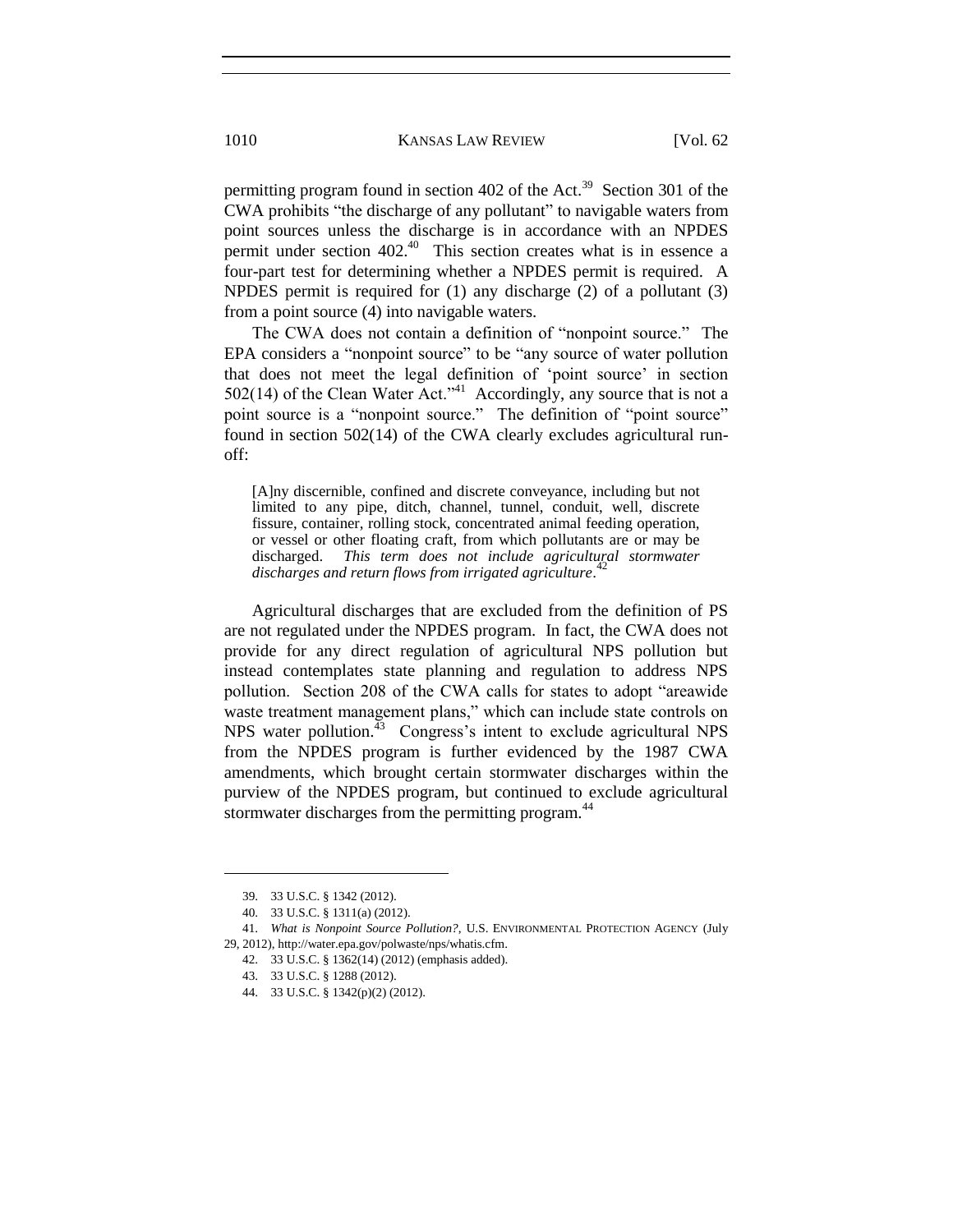permitting program found in section 402 of the Act.[39] Section 301 of the CWA prohibits "the discharge of any pollutant" to navigable waters from point sources unless the discharge is in accordance with an NPDES permit under section 402.[40] This section creates what is in essence a four-part test for determining whether a NPDES permit is required. A NPDES permit is required for (1) any discharge (2) of a pollutant (3) from a point source (4) into navigable waters.

The CWA does not contain a definition of "nonpoint source." The EPA considers a "nonpoint source" to be "any source of water pollution that does not meet the legal definition of 'point source' in section 502(14) of the Clean Water Act."[41] Accordingly, any source that is not a point source is a "nonpoint source." The definition of "point source" found in section 502(14) of the CWA clearly excludes agricultural run-off:

> [A]ny discernible, confined and discrete conveyance, including but not limited to any pipe, ditch, channel, tunnel, conduit, well, discrete fissure, container, rolling stock, concentrated animal feeding operation, or vessel or other floating craft, from which pollutants are or may be discharged. *This term does not include agricultural stormwater discharges and return flows from irrigated agriculture*.[42]

Agricultural discharges that are excluded from the definition of PS are not regulated under the NPDES program. In fact, the CWA does not provide for any direct regulation of agricultural NPS pollution but instead contemplates state planning and regulation to address NPS pollution. Section 208 of the CWA calls for states to adopt "areawide waste treatment management plans," which can include state controls on NPS water pollution.[43] Congress's intent to exclude agricultural NPS from the NPDES program is further evidenced by the 1987 CWA amendments, which brought certain stormwater discharges within the purview of the NPDES program, but continued to exclude agricultural stormwater discharges from the permitting program.[44]

---

39. 33 U.S.C. § 1342 (2012).
40. 33 U.S.C. § 1311(a) (2012).
41. *What is Nonpoint Source Pollution?*, U.S. ENVIRONMENTAL PROTECTION AGENCY (July 29, 2012), http://water.epa.gov/polwaste/nps/whatis.cfm.
42. 33 U.S.C. § 1362(14) (2012) (emphasis added).
43. 33 U.S.C. § 1288 (2012).
44. 33 U.S.C. § 1342(p)(2) (2012).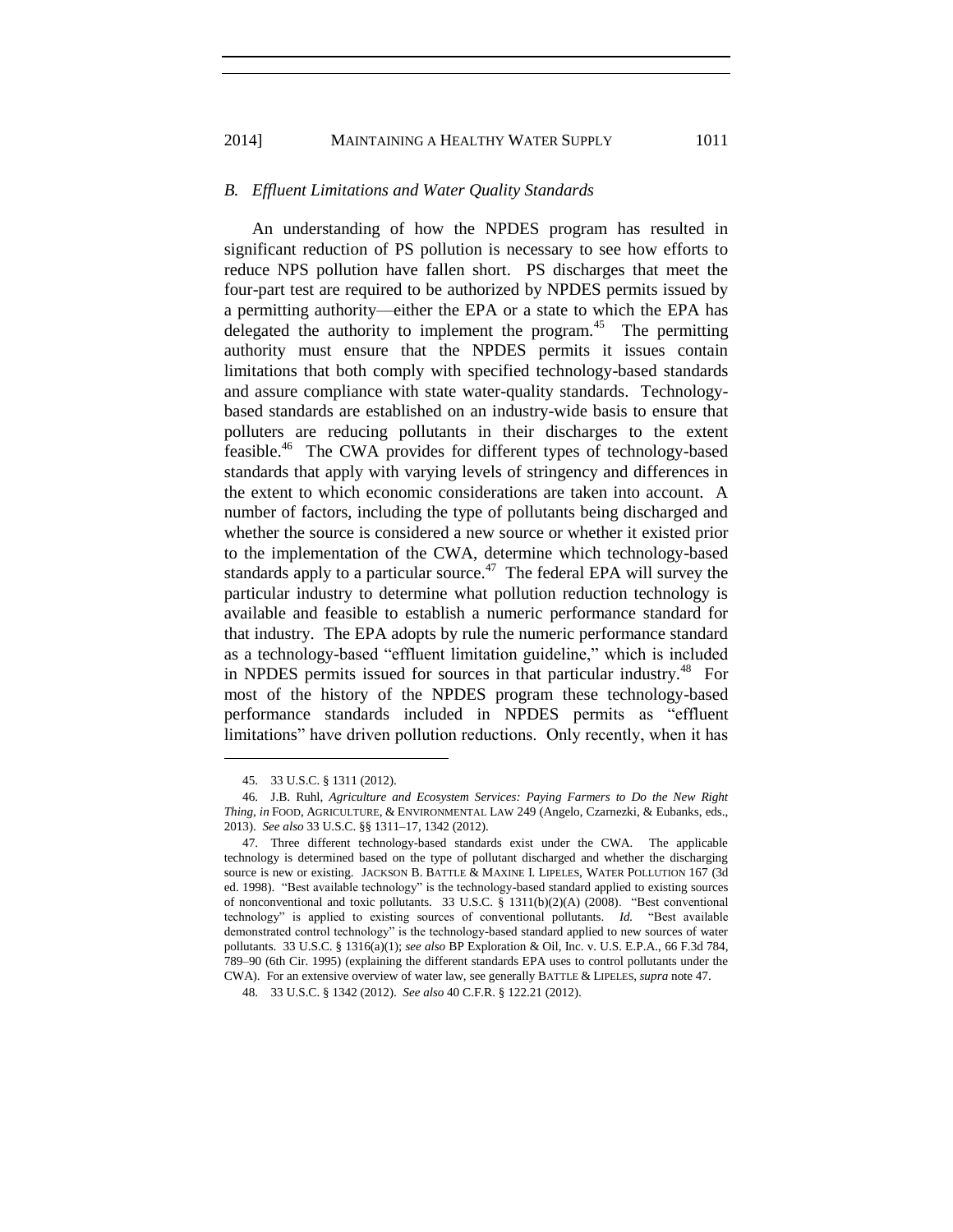### *B. Effluent Limitations and Water Quality Standards*

An understanding of how the NPDES program has resulted in significant reduction of PS pollution is necessary to see how efforts to reduce NPS pollution have fallen short. PS discharges that meet the four-part test are required to be authorized by NPDES permits issued by a permitting authority—either the EPA or a state to which the EPA has delegated the authority to implement the program.[45] The permitting authority must ensure that the NPDES permits it issues contain limitations that both comply with specified technology-based standards and assure compliance with state water-quality standards. Technology-based standards are established on an industry-wide basis to ensure that polluters are reducing pollutants in their discharges to the extent feasible.[46] The CWA provides for different types of technology-based standards that apply with varying levels of stringency and differences in the extent to which economic considerations are taken into account. A number of factors, including the type of pollutants being discharged and whether the source is considered a new source or whether it existed prior to the implementation of the CWA, determine which technology-based standards apply to a particular source.[47] The federal EPA will survey the particular industry to determine what pollution reduction technology is available and feasible to establish a numeric performance standard for that industry. The EPA adopts by rule the numeric performance standard as a technology-based "effluent limitation guideline," which is included in NPDES permits issued for sources in that particular industry.[48] For most of the history of the NPDES program these technology-based performance standards included in NPDES permits as "effluent limitations" have driven pollution reductions. Only recently, when it has

---

45. 33 U.S.C. § 1311 (2012).

46. J.B. Ruhl, *Agriculture and Ecosystem Services: Paying Farmers to Do the New Right Thing*, *in* FOOD, AGRICULTURE, & ENVIRONMENTAL LAW 249 (Angelo, Czarnezki, & Eubanks, eds., 2013). *See also* 33 U.S.C. §§ 1311–17, 1342 (2012).

47. Three different technology-based standards exist under the CWA. The applicable technology is determined based on the type of pollutant discharged and whether the discharging source is new or existing. JACKSON B. BATTLE & MAXINE I. LIPELES, WATER POLLUTION 167 (3d ed. 1998). "Best available technology" is the technology-based standard applied to existing sources of nonconventional and toxic pollutants. 33 U.S.C. § 1311(b)(2)(A) (2008). "Best conventional technology" is applied to existing sources of conventional pollutants. *Id.* "Best available demonstrated control technology" is the technology-based standard applied to new sources of water pollutants. 33 U.S.C. § 1316(a)(1); *see also* BP Exploration & Oil, Inc. v. U.S. E.P.A., 66 F.3d 784, 789–90 (6th Cir. 1995) (explaining the different standards EPA uses to control pollutants under the CWA). For an extensive overview of water law, see generally BATTLE & LIPELES, *supra* note 47.

48. 33 U.S.C. § 1342 (2012). *See also* 40 C.F.R. § 122.21 (2012).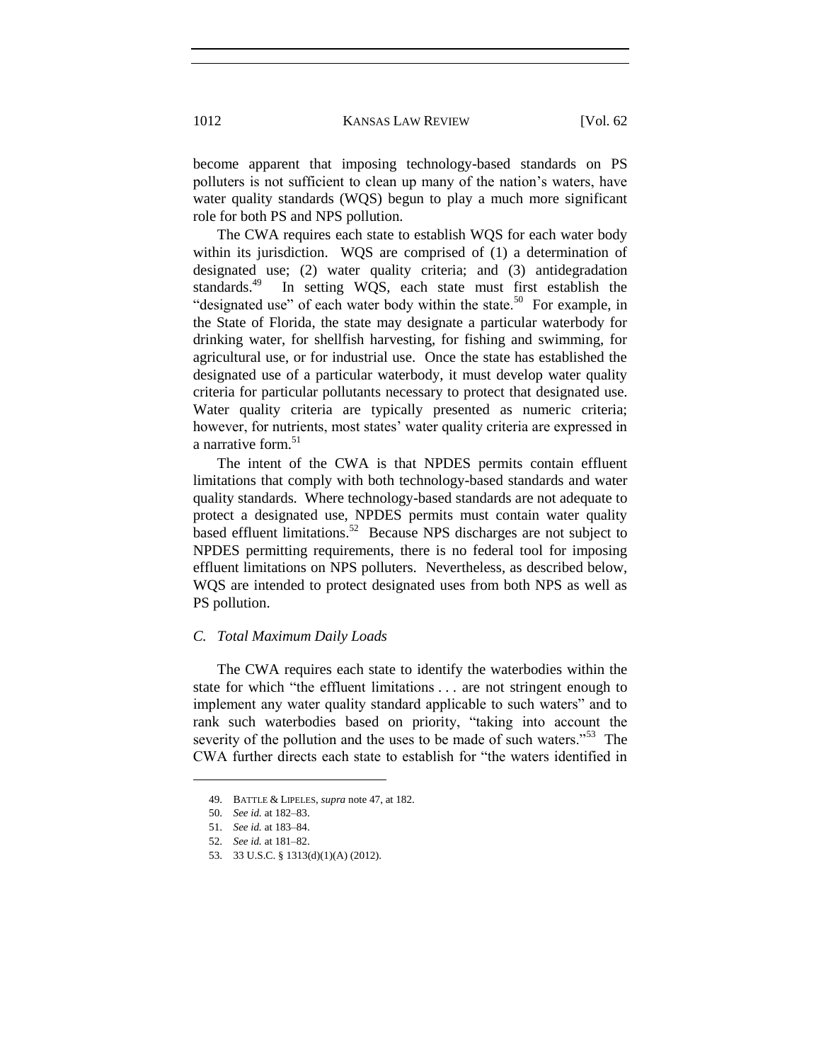become apparent that imposing technology-based standards on PS polluters is not sufficient to clean up many of the nation's waters, have water quality standards (WQS) begun to play a much more significant role for both PS and NPS pollution.

The CWA requires each state to establish WQS for each water body within its jurisdiction. WQS are comprised of (1) a determination of designated use; (2) water quality criteria; and (3) antidegradation standards.[49] In setting WQS, each state must first establish the "designated use" of each water body within the state.[50] For example, in the State of Florida, the state may designate a particular waterbody for drinking water, for shellfish harvesting, for fishing and swimming, for agricultural use, or for industrial use. Once the state has established the designated use of a particular waterbody, it must develop water quality criteria for particular pollutants necessary to protect that designated use. Water quality criteria are typically presented as numeric criteria; however, for nutrients, most states' water quality criteria are expressed in a narrative form.[51]

The intent of the CWA is that NPDES permits contain effluent limitations that comply with both technology-based standards and water quality standards. Where technology-based standards are not adequate to protect a designated use, NPDES permits must contain water quality based effluent limitations.[52] Because NPS discharges are not subject to NPDES permitting requirements, there is no federal tool for imposing effluent limitations on NPS polluters. Nevertheless, as described below, WQS are intended to protect designated uses from both NPS as well as PS pollution.

### *C. Total Maximum Daily Loads*

The CWA requires each state to identify the waterbodies within the state for which "the effluent limitations . . . are not stringent enough to implement any water quality standard applicable to such waters" and to rank such waterbodies based on priority, "taking into account the severity of the pollution and the uses to be made of such waters."[53] The CWA further directs each state to establish for "the waters identified in

---

49. BATTLE & LIPELES, *supra* note 47, at 182.

50. *See id.* at 182–83.

51. *See id.* at 183–84.

52. *See id.* at 181–82.

53. 33 U.S.C. § 1313(d)(1)(A) (2012).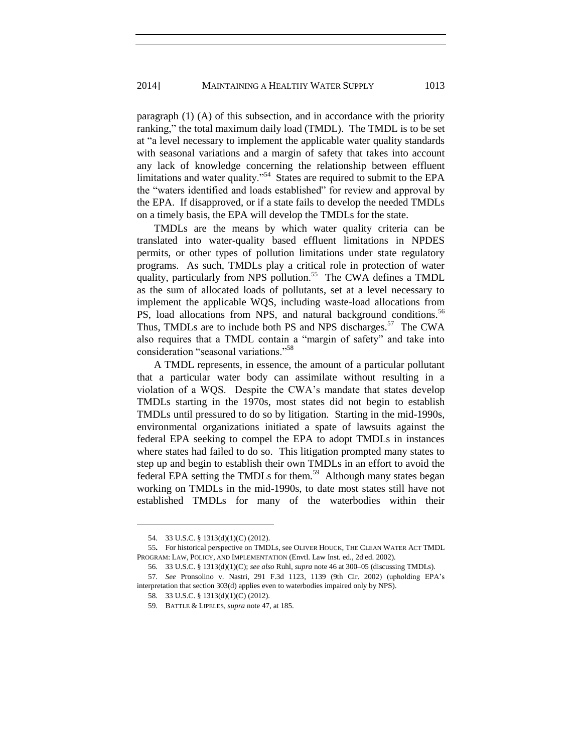paragraph (1) (A) of this subsection, and in accordance with the priority ranking," the total maximum daily load (TMDL). The TMDL is to be set at "a level necessary to implement the applicable water quality standards with seasonal variations and a margin of safety that takes into account any lack of knowledge concerning the relationship between effluent limitations and water quality."[54] States are required to submit to the EPA the "waters identified and loads established" for review and approval by the EPA. If disapproved, or if a state fails to develop the needed TMDLs on a timely basis, the EPA will develop the TMDLs for the state.

TMDLs are the means by which water quality criteria can be translated into water-quality based effluent limitations in NPDES permits, or other types of pollution limitations under state regulatory programs. As such, TMDLs play a critical role in protection of water quality, particularly from NPS pollution.[55] The CWA defines a TMDL as the sum of allocated loads of pollutants, set at a level necessary to implement the applicable WQS, including waste-load allocations from PS, load allocations from NPS, and natural background conditions.[56] Thus, TMDLs are to include both PS and NPS discharges.[57] The CWA also requires that a TMDL contain a "margin of safety" and take into consideration "seasonal variations."[58]

A TMDL represents, in essence, the amount of a particular pollutant that a particular water body can assimilate without resulting in a violation of a WQS. Despite the CWA's mandate that states develop TMDLs starting in the 1970s, most states did not begin to establish TMDLs until pressured to do so by litigation. Starting in the mid-1990s, environmental organizations initiated a spate of lawsuits against the federal EPA seeking to compel the EPA to adopt TMDLs in instances where states had failed to do so. This litigation prompted many states to step up and begin to establish their own TMDLs in an effort to avoid the federal EPA setting the TMDLs for them.[59] Although many states began working on TMDLs in the mid-1990s, to date most states still have not established TMDLs for many of the waterbodies within their

---

54. 33 U.S.C. § 1313(d)(1)(C) (2012).

55. For historical perspective on TMDLs, see OLIVER HOUCK, THE CLEAN WATER ACT TMDL PROGRAM: LAW, POLICY, AND IMPLEMENTATION (Envtl. Law Inst. ed., 2d ed. 2002).

56. 33 U.S.C. § 1313(d)(1)(C); *see also* Ruhl, *supra* note 46 at 300–05 (discussing TMDLs).

57. *See* Pronsolino v. Nastri, 291 F.3d 1123, 1139 (9th Cir. 2002) (upholding EPA's interpretation that section 303(d) applies even to waterbodies impaired only by NPS).

58. 33 U.S.C. § 1313(d)(1)(C) (2012).

59. BATTLE & LIPELES, *supra* note 47, at 185.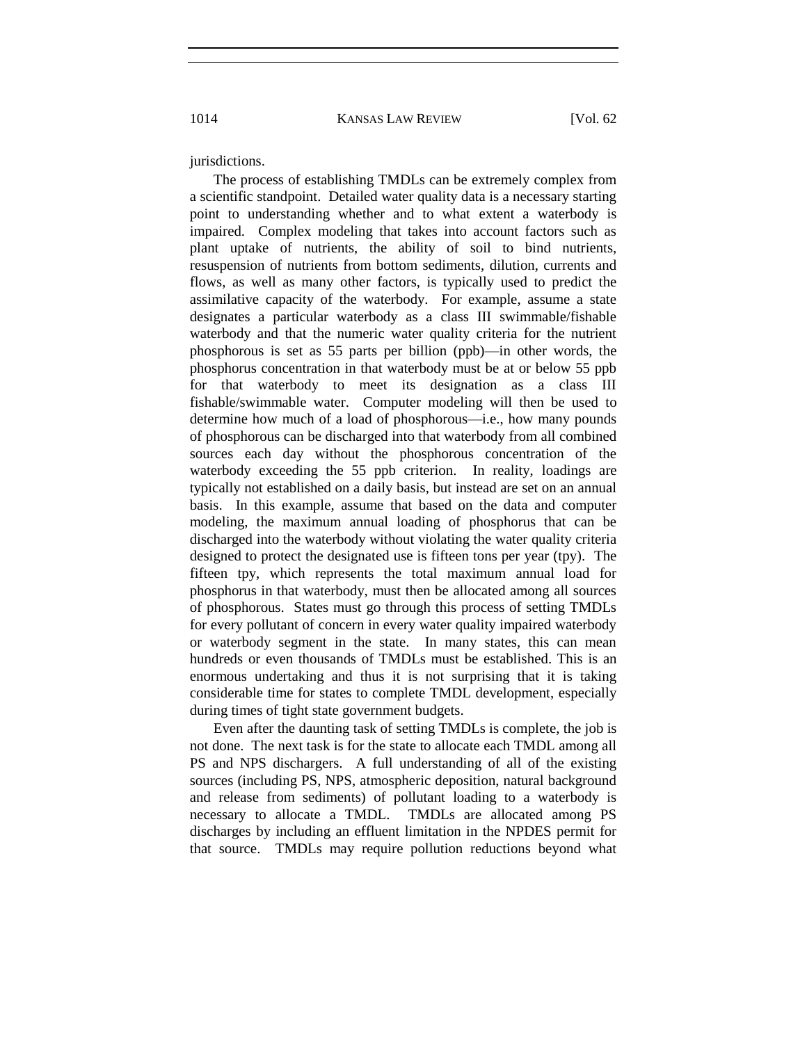jurisdictions.

The process of establishing TMDLs can be extremely complex from a scientific standpoint. Detailed water quality data is a necessary starting point to understanding whether and to what extent a waterbody is impaired. Complex modeling that takes into account factors such as plant uptake of nutrients, the ability of soil to bind nutrients, resuspension of nutrients from bottom sediments, dilution, currents and flows, as well as many other factors, is typically used to predict the assimilative capacity of the waterbody. For example, assume a state designates a particular waterbody as a class III swimmable/fishable waterbody and that the numeric water quality criteria for the nutrient phosphorous is set as 55 parts per billion (ppb)—in other words, the phosphorus concentration in that waterbody must be at or below 55 ppb for that waterbody to meet its designation as a class III fishable/swimmable water. Computer modeling will then be used to determine how much of a load of phosphorous—i.e., how many pounds of phosphorous can be discharged into that waterbody from all combined sources each day without the phosphorous concentration of the waterbody exceeding the 55 ppb criterion. In reality, loadings are typically not established on a daily basis, but instead are set on an annual basis. In this example, assume that based on the data and computer modeling, the maximum annual loading of phosphorus that can be discharged into the waterbody without violating the water quality criteria designed to protect the designated use is fifteen tons per year (tpy). The fifteen tpy, which represents the total maximum annual load for phosphorus in that waterbody, must then be allocated among all sources of phosphorous. States must go through this process of setting TMDLs for every pollutant of concern in every water quality impaired waterbody or waterbody segment in the state. In many states, this can mean hundreds or even thousands of TMDLs must be established. This is an enormous undertaking and thus it is not surprising that it is taking considerable time for states to complete TMDL development, especially during times of tight state government budgets.

Even after the daunting task of setting TMDLs is complete, the job is not done. The next task is for the state to allocate each TMDL among all PS and NPS dischargers. A full understanding of all of the existing sources (including PS, NPS, atmospheric deposition, natural background and release from sediments) of pollutant loading to a waterbody is necessary to allocate a TMDL. TMDLs are allocated among PS discharges by including an effluent limitation in the NPDES permit for that source. TMDLs may require pollution reductions beyond what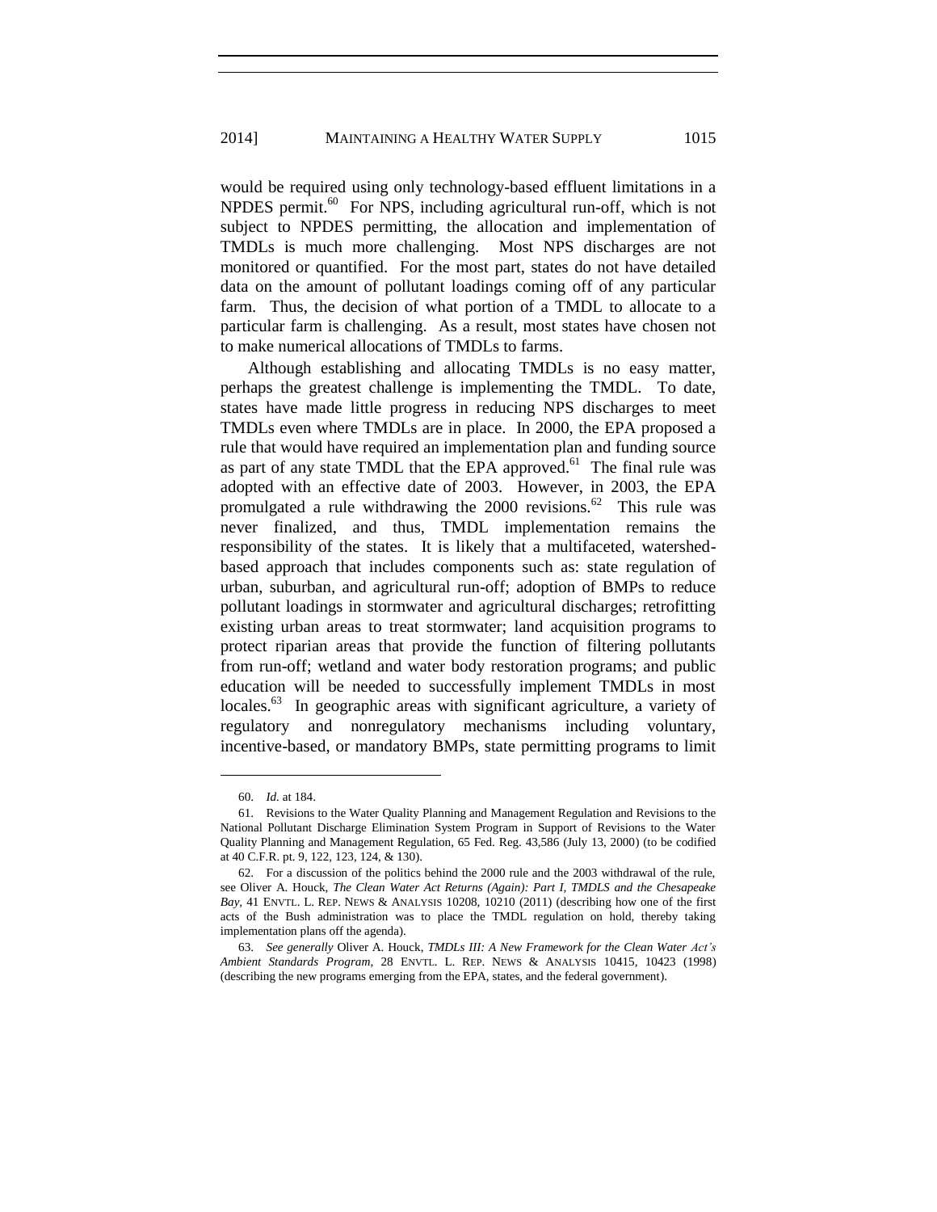would be required using only technology-based effluent limitations in a NPDES permit.[60] For NPS, including agricultural run-off, which is not subject to NPDES permitting, the allocation and implementation of TMDLs is much more challenging. Most NPS discharges are not monitored or quantified. For the most part, states do not have detailed data on the amount of pollutant loadings coming off of any particular farm. Thus, the decision of what portion of a TMDL to allocate to a particular farm is challenging. As a result, most states have chosen not to make numerical allocations of TMDLs to farms.

Although establishing and allocating TMDLs is no easy matter, perhaps the greatest challenge is implementing the TMDL. To date, states have made little progress in reducing NPS discharges to meet TMDLs even where TMDLs are in place. In 2000, the EPA proposed a rule that would have required an implementation plan and funding source as part of any state TMDL that the EPA approved.[61] The final rule was adopted with an effective date of 2003. However, in 2003, the EPA promulgated a rule withdrawing the 2000 revisions.[62] This rule was never finalized, and thus, TMDL implementation remains the responsibility of the states. It is likely that a multifaceted, watershed-based approach that includes components such as: state regulation of urban, suburban, and agricultural run-off; adoption of BMPs to reduce pollutant loadings in stormwater and agricultural discharges; retrofitting existing urban areas to treat stormwater; land acquisition programs to protect riparian areas that provide the function of filtering pollutants from run-off; wetland and water body restoration programs; and public education will be needed to successfully implement TMDLs in most locales.[63] In geographic areas with significant agriculture, a variety of regulatory and nonregulatory mechanisms including voluntary, incentive-based, or mandatory BMPs, state permitting programs to limit

---

60. *Id.* at 184.

61. Revisions to the Water Quality Planning and Management Regulation and Revisions to the National Pollutant Discharge Elimination System Program in Support of Revisions to the Water Quality Planning and Management Regulation, 65 Fed. Reg. 43,586 (July 13, 2000) (to be codified at 40 C.F.R. pt. 9, 122, 123, 124, & 130).

62. For a discussion of the politics behind the 2000 rule and the 2003 withdrawal of the rule, see Oliver A. Houck, *The Clean Water Act Returns (Again): Part I, TMDLS and the Chesapeake Bay*, 41 ENVTL. L. REP. NEWS & ANALYSIS 10208, 10210 (2011) (describing how one of the first acts of the Bush administration was to place the TMDL regulation on hold, thereby taking implementation plans off the agenda).

63. *See generally* Oliver A. Houck, *TMDLs III: A New Framework for the Clean Water Act's Ambient Standards Program*, 28 ENVTL. L. REP. NEWS & ANALYSIS 10415, 10423 (1998) (describing the new programs emerging from the EPA, states, and the federal government).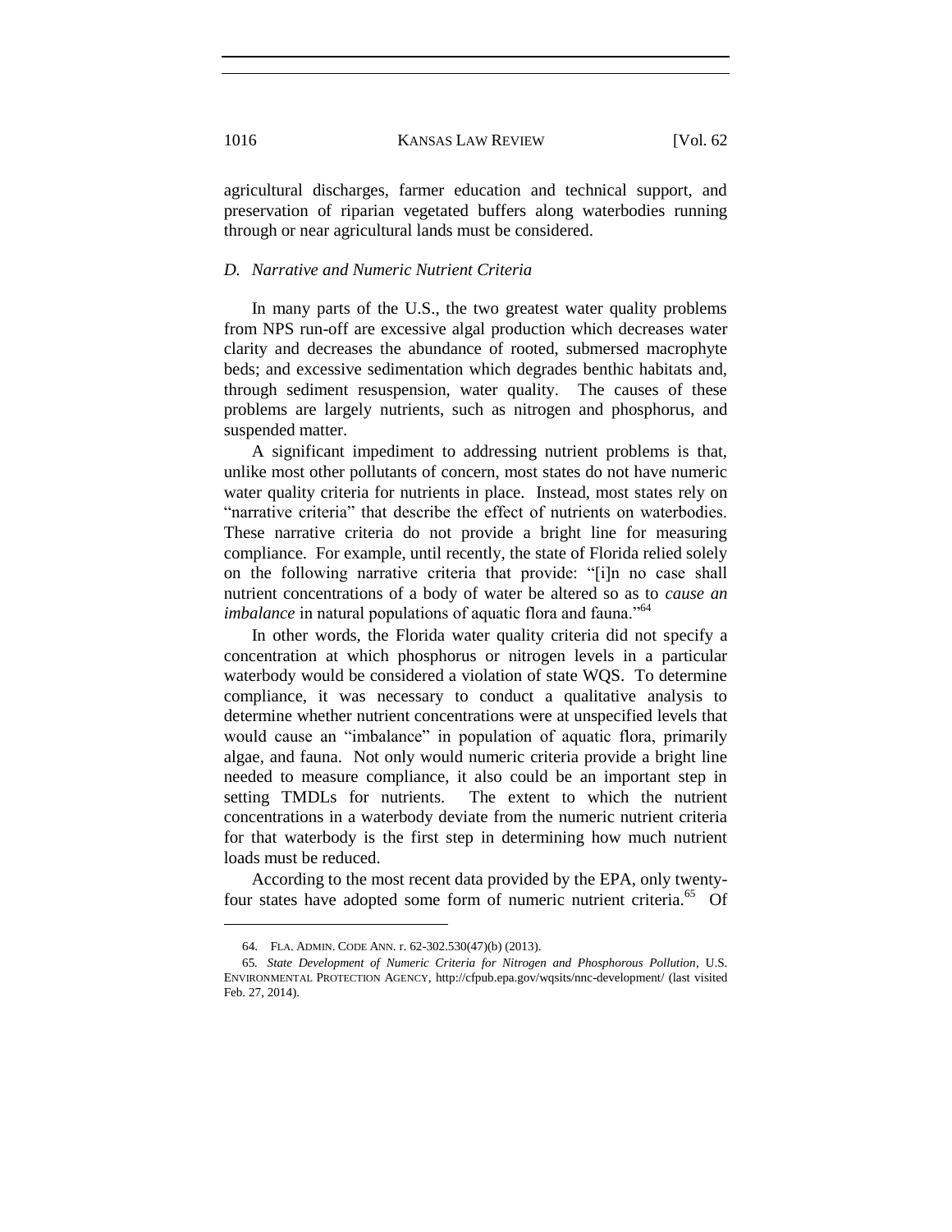agricultural discharges, farmer education and technical support, and preservation of riparian vegetated buffers along waterbodies running through or near agricultural lands must be considered.

### *D. Narrative and Numeric Nutrient Criteria*

In many parts of the U.S., the two greatest water quality problems from NPS run-off are excessive algal production which decreases water clarity and decreases the abundance of rooted, submersed macrophyte beds; and excessive sedimentation which degrades benthic habitats and, through sediment resuspension, water quality. The causes of these problems are largely nutrients, such as nitrogen and phosphorus, and suspended matter.

A significant impediment to addressing nutrient problems is that, unlike most other pollutants of concern, most states do not have numeric water quality criteria for nutrients in place. Instead, most states rely on "narrative criteria" that describe the effect of nutrients on waterbodies. These narrative criteria do not provide a bright line for measuring compliance. For example, until recently, the state of Florida relied solely on the following narrative criteria that provide: "[i]n no case shall nutrient concentrations of a body of water be altered so as to *cause an imbalance* in natural populations of aquatic flora and fauna."[64]

In other words, the Florida water quality criteria did not specify a concentration at which phosphorus or nitrogen levels in a particular waterbody would be considered a violation of state WQS. To determine compliance, it was necessary to conduct a qualitative analysis to determine whether nutrient concentrations were at unspecified levels that would cause an "imbalance" in population of aquatic flora, primarily algae, and fauna. Not only would numeric criteria provide a bright line needed to measure compliance, it also could be an important step in setting TMDLs for nutrients. The extent to which the nutrient concentrations in a waterbody deviate from the numeric nutrient criteria for that waterbody is the first step in determining how much nutrient loads must be reduced.

According to the most recent data provided by the EPA, only twenty-four states have adopted some form of numeric nutrient criteria.[65] Of

---

64. FLA. ADMIN. CODE ANN. r. 62-302.530(47)(b) (2013).

65. *State Development of Numeric Criteria for Nitrogen and Phosphorous Pollution*, U.S. ENVIRONMENTAL PROTECTION AGENCY, http://cfpub.epa.gov/wqsits/nnc-development/ (last visited Feb. 27, 2014).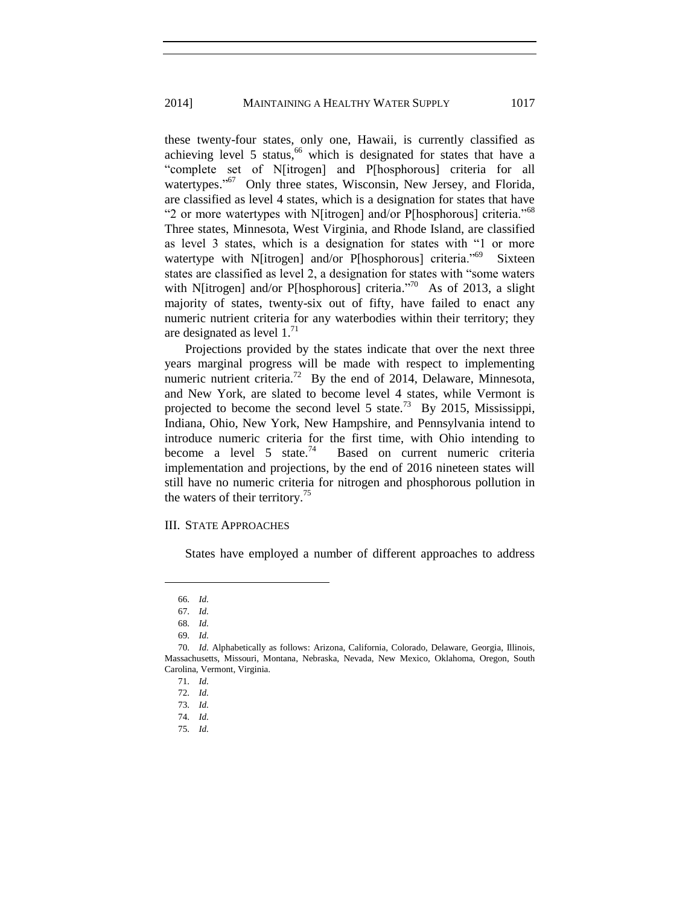these twenty-four states, only one, Hawaii, is currently classified as achieving level 5 status,[66] which is designated for states that have a "complete set of N[itrogen] and P[hosphorous] criteria for all watertypes."[67] Only three states, Wisconsin, New Jersey, and Florida, are classified as level 4 states, which is a designation for states that have "2 or more watertypes with N[itrogen] and/or P[hosphorous] criteria."[68] Three states, Minnesota, West Virginia, and Rhode Island, are classified as level 3 states, which is a designation for states with "1 or more watertype with N[itrogen] and/or P[hosphorous] criteria."[69] Sixteen states are classified as level 2, a designation for states with "some waters with N[itrogen] and/or P[hosphorous] criteria."[70] As of 2013, a slight majority of states, twenty-six out of fifty, have failed to enact any numeric nutrient criteria for any waterbodies within their territory; they are designated as level 1.[71]

Projections provided by the states indicate that over the next three years marginal progress will be made with respect to implementing numeric nutrient criteria.[72] By the end of 2014, Delaware, Minnesota, and New York, are slated to become level 4 states, while Vermont is projected to become the second level 5 state.[73] By 2015, Mississippi, Indiana, Ohio, New York, New Hampshire, and Pennsylvania intend to introduce numeric criteria for the first time, with Ohio intending to become a level 5 state.[74] Based on current numeric criteria implementation and projections, by the end of 2016 nineteen states will still have no numeric criteria for nitrogen and phosphorous pollution in the waters of their territory.[75]

## III. State Approaches

States have employed a number of different approaches to address

---

66. *Id.*

67. *Id.*

68. *Id.*

69. *Id.*

70. *Id.* Alphabetically as follows: Arizona, California, Colorado, Delaware, Georgia, Illinois, Massachusetts, Missouri, Montana, Nebraska, Nevada, New Mexico, Oklahoma, Oregon, South Carolina, Vermont, Virginia.

71. *Id.*

72. *Id.*

73. *Id.*

74. *Id.*

75. *Id.*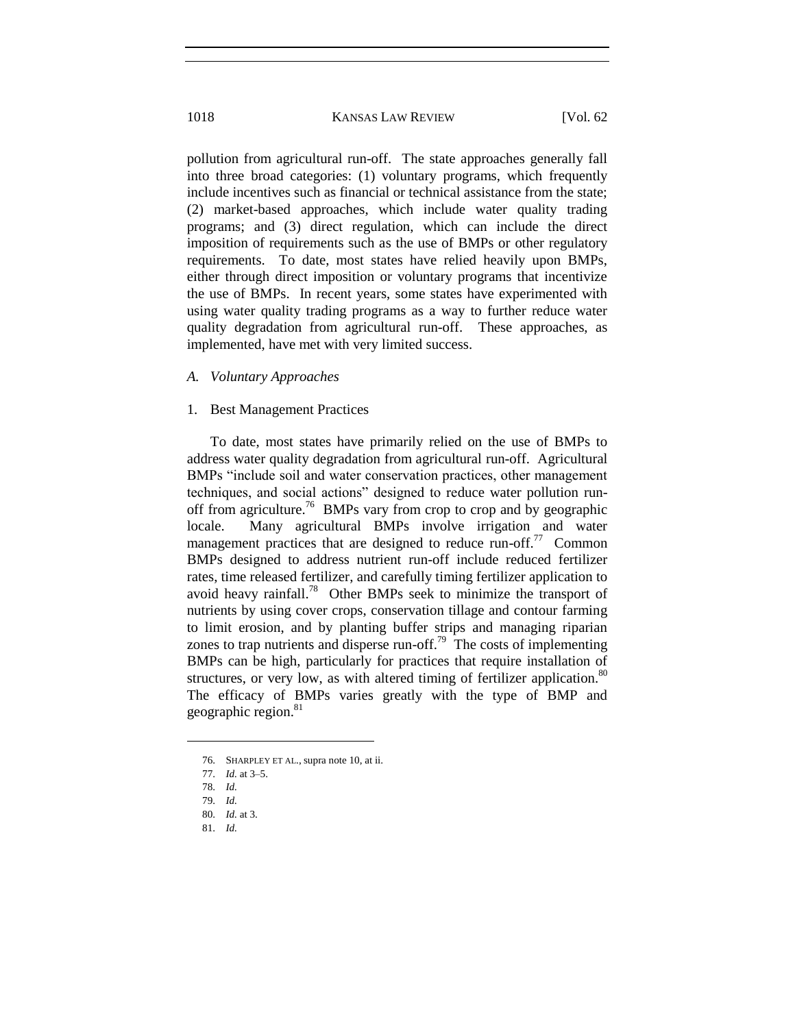pollution from agricultural run-off. The state approaches generally fall into three broad categories: (1) voluntary programs, which frequently include incentives such as financial or technical assistance from the state; (2) market-based approaches, which include water quality trading programs; and (3) direct regulation, which can include the direct imposition of requirements such as the use of BMPs or other regulatory requirements. To date, most states have relied heavily upon BMPs, either through direct imposition or voluntary programs that incentivize the use of BMPs. In recent years, some states have experimented with using water quality trading programs as a way to further reduce water quality degradation from agricultural run-off. These approaches, as implemented, have met with very limited success.

### *A. Voluntary Approaches*

#### 1. Best Management Practices

To date, most states have primarily relied on the use of BMPs to address water quality degradation from agricultural run-off. Agricultural BMPs "include soil and water conservation practices, other management techniques, and social actions" designed to reduce water pollution run-off from agriculture.[76] BMPs vary from crop to crop and by geographic locale. Many agricultural BMPs involve irrigation and water management practices that are designed to reduce run-off.[77] Common BMPs designed to address nutrient run-off include reduced fertilizer rates, time released fertilizer, and carefully timing fertilizer application to avoid heavy rainfall.[78] Other BMPs seek to minimize the transport of nutrients by using cover crops, conservation tillage and contour farming to limit erosion, and by planting buffer strips and managing riparian zones to trap nutrients and disperse run-off.[79] The costs of implementing BMPs can be high, particularly for practices that require installation of structures, or very low, as with altered timing of fertilizer application.[80] The efficacy of BMPs varies greatly with the type of BMP and geographic region.[81]

---

76. SHARPLEY ET AL., supra note 10, at ii.

77. *Id.* at 3–5.

78. *Id.*

79. *Id.*

80. *Id.* at 3.

81. *Id.*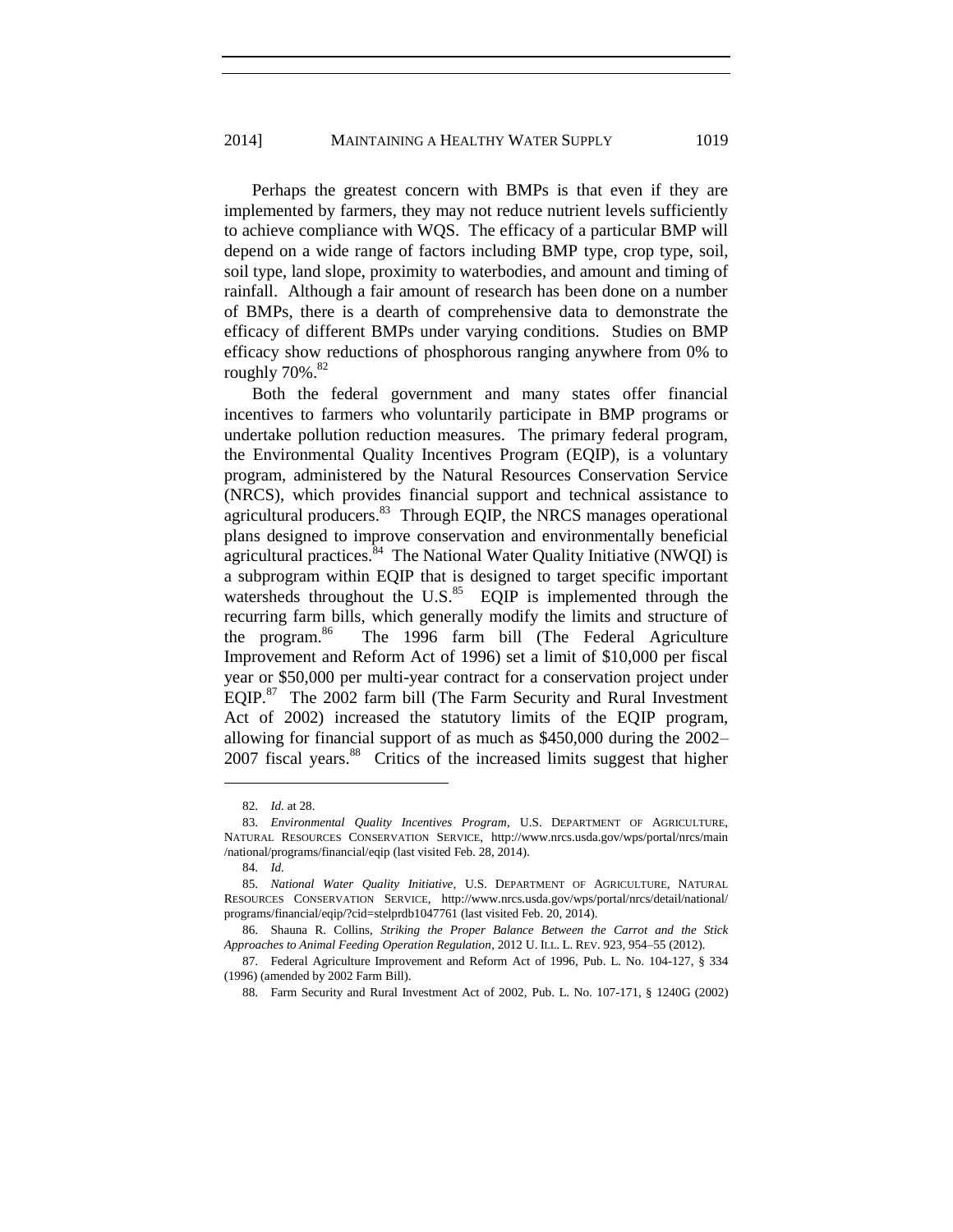Perhaps the greatest concern with BMPs is that even if they are implemented by farmers, they may not reduce nutrient levels sufficiently to achieve compliance with WQS. The efficacy of a particular BMP will depend on a wide range of factors including BMP type, crop type, soil, soil type, land slope, proximity to waterbodies, and amount and timing of rainfall. Although a fair amount of research has been done on a number of BMPs, there is a dearth of comprehensive data to demonstrate the efficacy of different BMPs under varying conditions. Studies on BMP efficacy show reductions of phosphorous ranging anywhere from 0% to roughly 70%.[82]

Both the federal government and many states offer financial incentives to farmers who voluntarily participate in BMP programs or undertake pollution reduction measures. The primary federal program, the Environmental Quality Incentives Program (EQIP), is a voluntary program, administered by the Natural Resources Conservation Service (NRCS), which provides financial support and technical assistance to agricultural producers.[83] Through EQIP, the NRCS manages operational plans designed to improve conservation and environmentally beneficial agricultural practices.[84] The National Water Quality Initiative (NWQI) is a subprogram within EQIP that is designed to target specific important watersheds throughout the U.S.[85] EQIP is implemented through the recurring farm bills, which generally modify the limits and structure of the program.[86] The 1996 farm bill (The Federal Agriculture Improvement and Reform Act of 1996) set a limit of $10,000 per fiscal year or $50,000 per multi-year contract for a conservation project under EQIP.[87] The 2002 farm bill (The Farm Security and Rural Investment Act of 2002) increased the statutory limits of the EQIP program, allowing for financial support of as much as $450,000 during the 2002–2007 fiscal years.[88] Critics of the increased limits suggest that higher

---

82. *Id.* at 28.

83. *Environmental Quality Incentives Program*, U.S. DEPARTMENT OF AGRICULTURE, NATURAL RESOURCES CONSERVATION SERVICE, http://www.nrcs.usda.gov/wps/portal/nrcs/main/national/programs/financial/eqip (last visited Feb. 28, 2014).

84. *Id.*

85. *National Water Quality Initiative*, U.S. DEPARTMENT OF AGRICULTURE, NATURAL RESOURCES CONSERVATION SERVICE, http://www.nrcs.usda.gov/wps/portal/nrcs/detail/national/programs/financial/eqip/?cid=stelprdb1047761 (last visited Feb. 20, 2014).

86. Shauna R. Collins, *Striking the Proper Balance Between the Carrot and the Stick Approaches to Animal Feeding Operation Regulation*, 2012 U. ILL. L. REV. 923, 954–55 (2012).

87. Federal Agriculture Improvement and Reform Act of 1996, Pub. L. No. 104-127, § 334 (1996) (amended by 2002 Farm Bill).

88. Farm Security and Rural Investment Act of 2002, Pub. L. No. 107-171, § 1240G (2002)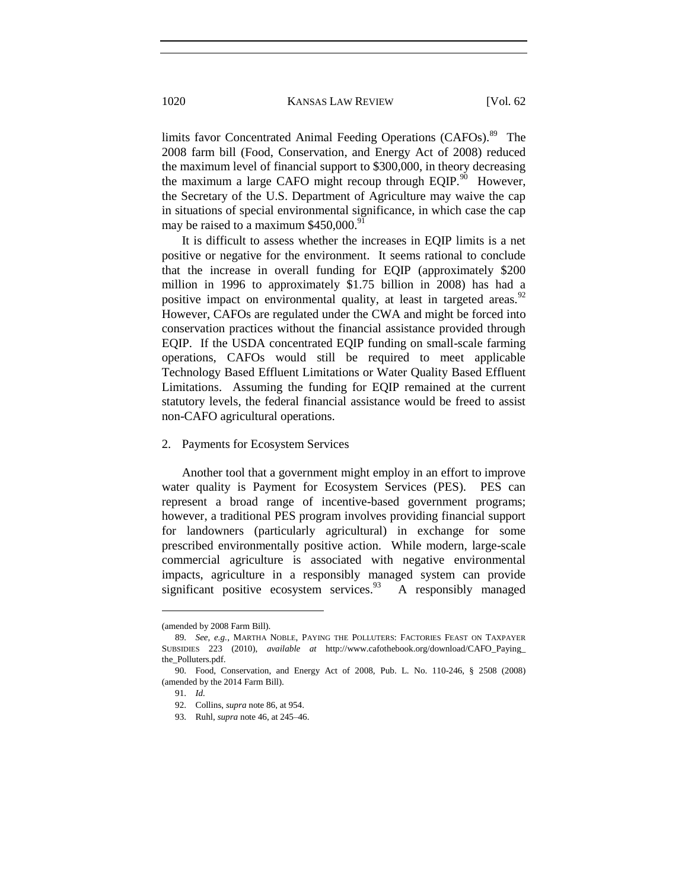limits favor Concentrated Animal Feeding Operations (CAFOs).[89] The 2008 farm bill (Food, Conservation, and Energy Act of 2008) reduced the maximum level of financial support to $300,000, in theory decreasing the maximum a large CAFO might recoup through EQIP.[90] However, the Secretary of the U.S. Department of Agriculture may waive the cap in situations of special environmental significance, in which case the cap may be raised to a maximum $450,000.[91]

It is difficult to assess whether the increases in EQIP limits is a net positive or negative for the environment. It seems rational to conclude that the increase in overall funding for EQIP (approximately $200 million in 1996 to approximately $1.75 billion in 2008) has had a positive impact on environmental quality, at least in targeted areas.[92] However, CAFOs are regulated under the CWA and might be forced into conservation practices without the financial assistance provided through EQIP. If the USDA concentrated EQIP funding on small-scale farming operations, CAFOs would still be required to meet applicable Technology Based Effluent Limitations or Water Quality Based Effluent Limitations. Assuming the funding for EQIP remained at the current statutory levels, the federal financial assistance would be freed to assist non-CAFO agricultural operations.

2. Payments for Ecosystem Services

Another tool that a government might employ in an effort to improve water quality is Payment for Ecosystem Services (PES). PES can represent a broad range of incentive-based government programs; however, a traditional PES program involves providing financial support for landowners (particularly agricultural) in exchange for some prescribed environmentally positive action. While modern, large-scale commercial agriculture is associated with negative environmental impacts, agriculture in a responsibly managed system can provide significant positive ecosystem services.[93] A responsibly managed

---

(amended by 2008 Farm Bill).

89. *See, e.g.*, MARTHA NOBLE, PAYING THE POLLUTERS: FACTORIES FEAST ON TAXPAYER SUBSIDIES 223 (2010), *available at* http://www.cafothebook.org/download/CAFO_Paying_the_Polluters.pdf.

90. Food, Conservation, and Energy Act of 2008, Pub. L. No. 110-246, § 2508 (2008) (amended by the 2014 Farm Bill).

91. *Id.*

92. Collins, *supra* note 86, at 954.

93. Ruhl, *supra* note 46, at 245–46.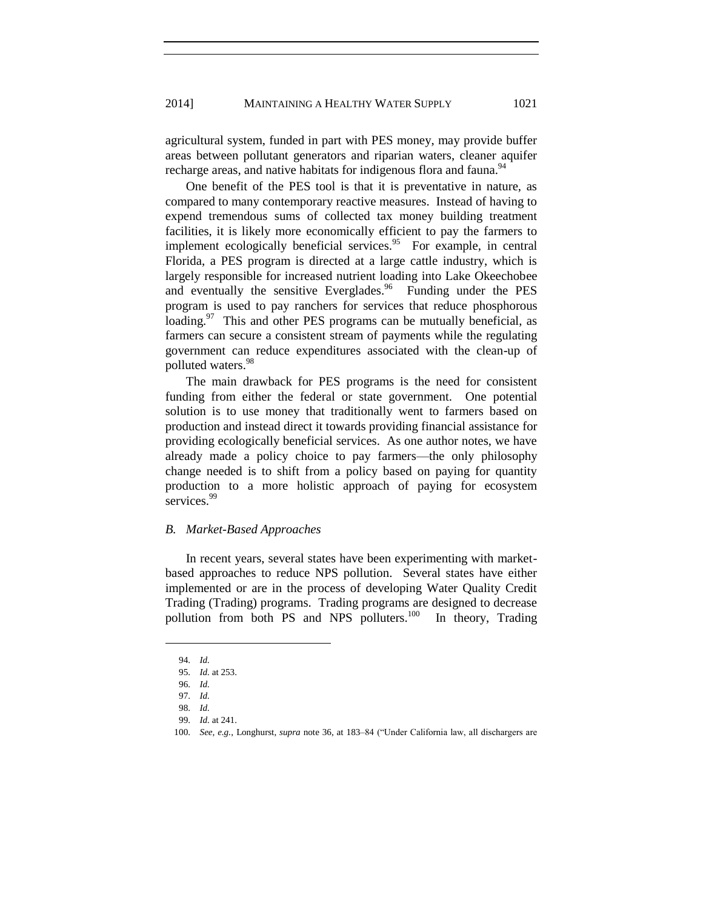agricultural system, funded in part with PES money, may provide buffer areas between pollutant generators and riparian waters, cleaner aquifer recharge areas, and native habitats for indigenous flora and fauna.[94]

One benefit of the PES tool is that it is preventative in nature, as compared to many contemporary reactive measures. Instead of having to expend tremendous sums of collected tax money building treatment facilities, it is likely more economically efficient to pay the farmers to implement ecologically beneficial services.[95] For example, in central Florida, a PES program is directed at a large cattle industry, which is largely responsible for increased nutrient loading into Lake Okeechobee and eventually the sensitive Everglades.[96] Funding under the PES program is used to pay ranchers for services that reduce phosphorous loading.[97] This and other PES programs can be mutually beneficial, as farmers can secure a consistent stream of payments while the regulating government can reduce expenditures associated with the clean-up of polluted waters.[98]

The main drawback for PES programs is the need for consistent funding from either the federal or state government. One potential solution is to use money that traditionally went to farmers based on production and instead direct it towards providing financial assistance for providing ecologically beneficial services. As one author notes, we have already made a policy choice to pay farmers—the only philosophy change needed is to shift from a policy based on paying for quantity production to a more holistic approach of paying for ecosystem services.[99]

### *B. Market-Based Approaches*

In recent years, several states have been experimenting with market-based approaches to reduce NPS pollution. Several states have either implemented or are in the process of developing Water Quality Credit Trading (Trading) programs. Trading programs are designed to decrease pollution from both PS and NPS polluters.[100] In theory, Trading

---

94. *Id.*
95. *Id.* at 253.
96. *Id.*
97. *Id.*
98. *Id.*
99. *Id.* at 241.
100. *See, e.g.*, Longhurst, *supra* note 36, at 183–84 ("Under California law, all dischargers are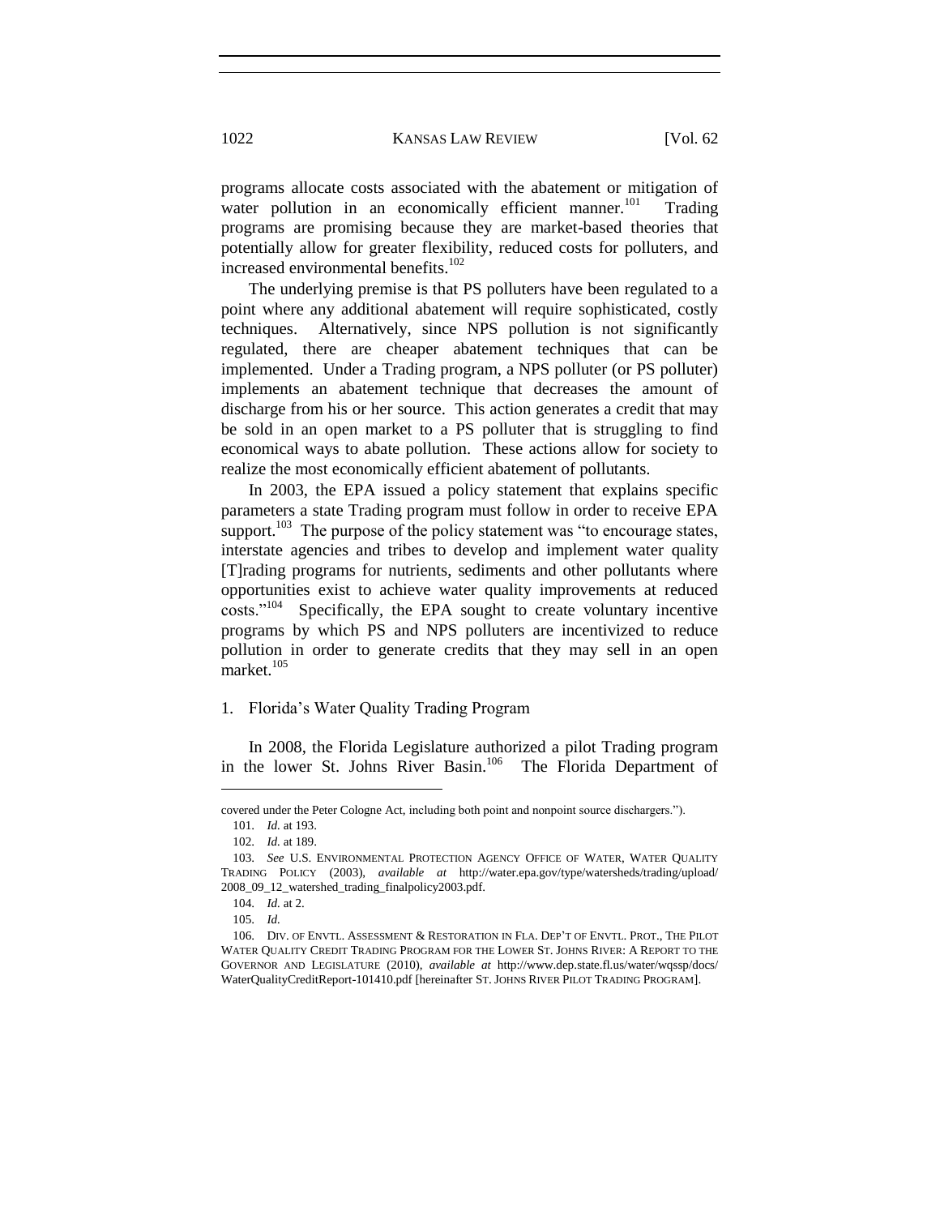programs allocate costs associated with the abatement or mitigation of water pollution in an economically efficient manner.[101] Trading programs are promising because they are market-based theories that potentially allow for greater flexibility, reduced costs for polluters, and increased environmental benefits.[102]

The underlying premise is that PS polluters have been regulated to a point where any additional abatement will require sophisticated, costly techniques. Alternatively, since NPS pollution is not significantly regulated, there are cheaper abatement techniques that can be implemented. Under a Trading program, a NPS polluter (or PS polluter) implements an abatement technique that decreases the amount of discharge from his or her source. This action generates a credit that may be sold in an open market to a PS polluter that is struggling to find economical ways to abate pollution. These actions allow for society to realize the most economically efficient abatement of pollutants.

In 2003, the EPA issued a policy statement that explains specific parameters a state Trading program must follow in order to receive EPA support.[103] The purpose of the policy statement was "to encourage states, interstate agencies and tribes to develop and implement water quality [T]rading programs for nutrients, sediments and other pollutants where opportunities exist to achieve water quality improvements at reduced costs."[104] Specifically, the EPA sought to create voluntary incentive programs by which PS and NPS polluters are incentivized to reduce pollution in order to generate credits that they may sell in an open market.[105]

### 1. Florida's Water Quality Trading Program

In 2008, the Florida Legislature authorized a pilot Trading program in the lower St. Johns River Basin.[106] The Florida Department of

---

covered under the Peter Cologne Act, including both point and nonpoint source dischargers.").

101. *Id.* at 193.

102. *Id.* at 189.

103. *See* U.S. ENVIRONMENTAL PROTECTION AGENCY OFFICE OF WATER, WATER QUALITY TRADING POLICY (2003), *available at* http://water.epa.gov/type/watersheds/trading/upload/2008_09_12_watershed_trading_finalpolicy2003.pdf.

104. *Id.* at 2.

105. *Id.*

106. DIV. OF ENVTL. ASSESSMENT & RESTORATION IN FLA. DEP'T OF ENVTL. PROT., THE PILOT WATER QUALITY CREDIT TRADING PROGRAM FOR THE LOWER ST. JOHNS RIVER: A REPORT TO THE GOVERNOR AND LEGISLATURE (2010), *available at* http://www.dep.state.fl.us/water/wqssp/docs/WaterQualityCreditReport-101410.pdf [hereinafter ST. JOHNS RIVER PILOT TRADING PROGRAM].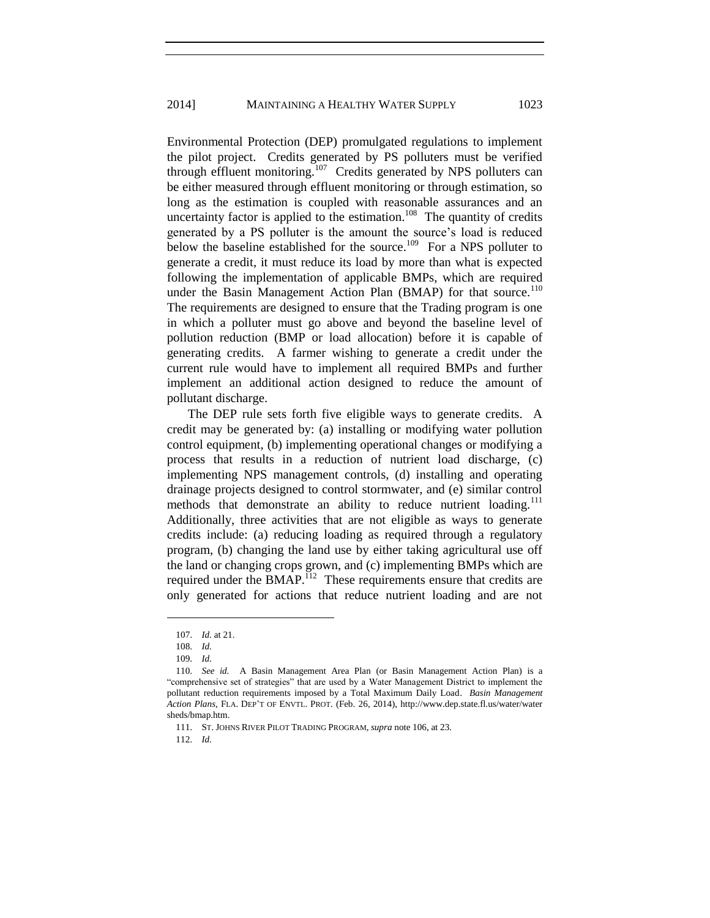Environmental Protection (DEP) promulgated regulations to implement the pilot project. Credits generated by PS polluters must be verified through effluent monitoring.[107] Credits generated by NPS polluters can be either measured through effluent monitoring or through estimation, so long as the estimation is coupled with reasonable assurances and an uncertainty factor is applied to the estimation.[108] The quantity of credits generated by a PS polluter is the amount the source's load is reduced below the baseline established for the source.[109] For a NPS polluter to generate a credit, it must reduce its load by more than what is expected following the implementation of applicable BMPs, which are required under the Basin Management Action Plan (BMAP) for that source.[110] The requirements are designed to ensure that the Trading program is one in which a polluter must go above and beyond the baseline level of pollution reduction (BMP or load allocation) before it is capable of generating credits. A farmer wishing to generate a credit under the current rule would have to implement all required BMPs and further implement an additional action designed to reduce the amount of pollutant discharge.

The DEP rule sets forth five eligible ways to generate credits. A credit may be generated by: (a) installing or modifying water pollution control equipment, (b) implementing operational changes or modifying a process that results in a reduction of nutrient load discharge, (c) implementing NPS management controls, (d) installing and operating drainage projects designed to control stormwater, and (e) similar control methods that demonstrate an ability to reduce nutrient loading.[111] Additionally, three activities that are not eligible as ways to generate credits include: (a) reducing loading as required through a regulatory program, (b) changing the land use by either taking agricultural use off the land or changing crops grown, and (c) implementing BMPs which are required under the BMAP.[112] These requirements ensure that credits are only generated for actions that reduce nutrient loading and are not

---

107. *Id.* at 21.

108. *Id.*

109. *Id.*

110. *See id.* A Basin Management Area Plan (or Basin Management Action Plan) is a "comprehensive set of strategies" that are used by a Water Management District to implement the pollutant reduction requirements imposed by a Total Maximum Daily Load. *Basin Management Action Plans*, FLA. DEP'T OF ENVTL. PROT. (Feb. 26, 2014), http://www.dep.state.fl.us/water/watersheds/bmap.htm.

111. ST. JOHNS RIVER PILOT TRADING PROGRAM, *supra* note 106, at 23.

112. *Id.*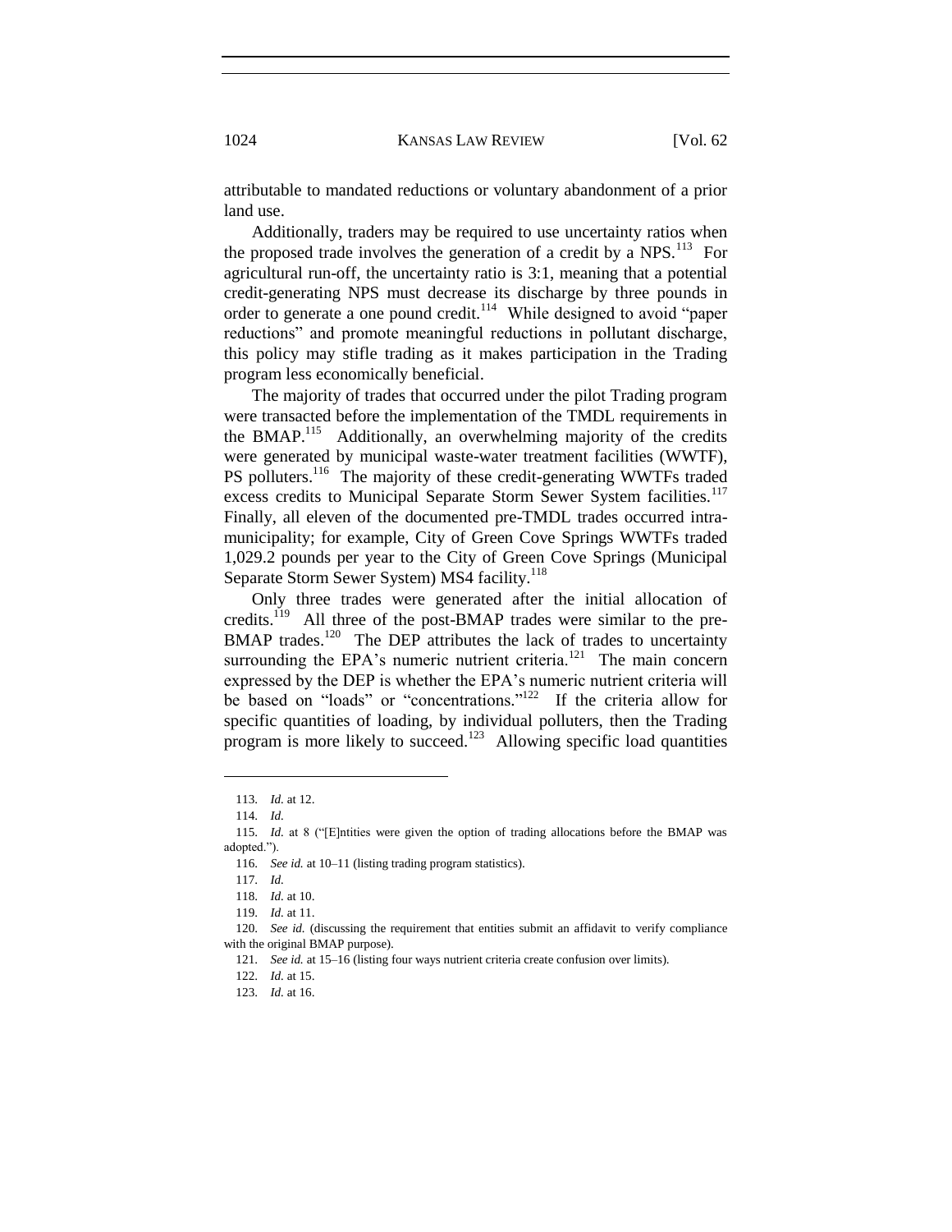attributable to mandated reductions or voluntary abandonment of a prior land use.

Additionally, traders may be required to use uncertainty ratios when the proposed trade involves the generation of a credit by a NPS.[113] For agricultural run-off, the uncertainty ratio is 3:1, meaning that a potential credit-generating NPS must decrease its discharge by three pounds in order to generate a one pound credit.[114] While designed to avoid "paper reductions" and promote meaningful reductions in pollutant discharge, this policy may stifle trading as it makes participation in the Trading program less economically beneficial.

The majority of trades that occurred under the pilot Trading program were transacted before the implementation of the TMDL requirements in the BMAP.[115] Additionally, an overwhelming majority of the credits were generated by municipal waste-water treatment facilities (WWTF), PS polluters.[116] The majority of these credit-generating WWTFs traded excess credits to Municipal Separate Storm Sewer System facilities.[117] Finally, all eleven of the documented pre-TMDL trades occurred intra-municipality; for example, City of Green Cove Springs WWTFs traded 1,029.2 pounds per year to the City of Green Cove Springs (Municipal Separate Storm Sewer System) MS4 facility.[118]

Only three trades were generated after the initial allocation of credits.[119] All three of the post-BMAP trades were similar to the pre-BMAP trades.[120] The DEP attributes the lack of trades to uncertainty surrounding the EPA's numeric nutrient criteria.[121] The main concern expressed by the DEP is whether the EPA's numeric nutrient criteria will be based on "loads" or "concentrations."[122] If the criteria allow for specific quantities of loading, by individual polluters, then the Trading program is more likely to succeed.[123] Allowing specific load quantities

---

113. *Id.* at 12.

114. *Id.*

115. *Id.* at 8 ("[E]ntities were given the option of trading allocations before the BMAP was adopted.").

116. *See id.* at 10–11 (listing trading program statistics).

117. *Id.*

118. *Id.* at 10.

119. *Id.* at 11.

120. *See id.* (discussing the requirement that entities submit an affidavit to verify compliance with the original BMAP purpose).

121. *See id.* at 15–16 (listing four ways nutrient criteria create confusion over limits).

122. *Id.* at 15.

123. *Id.* at 16.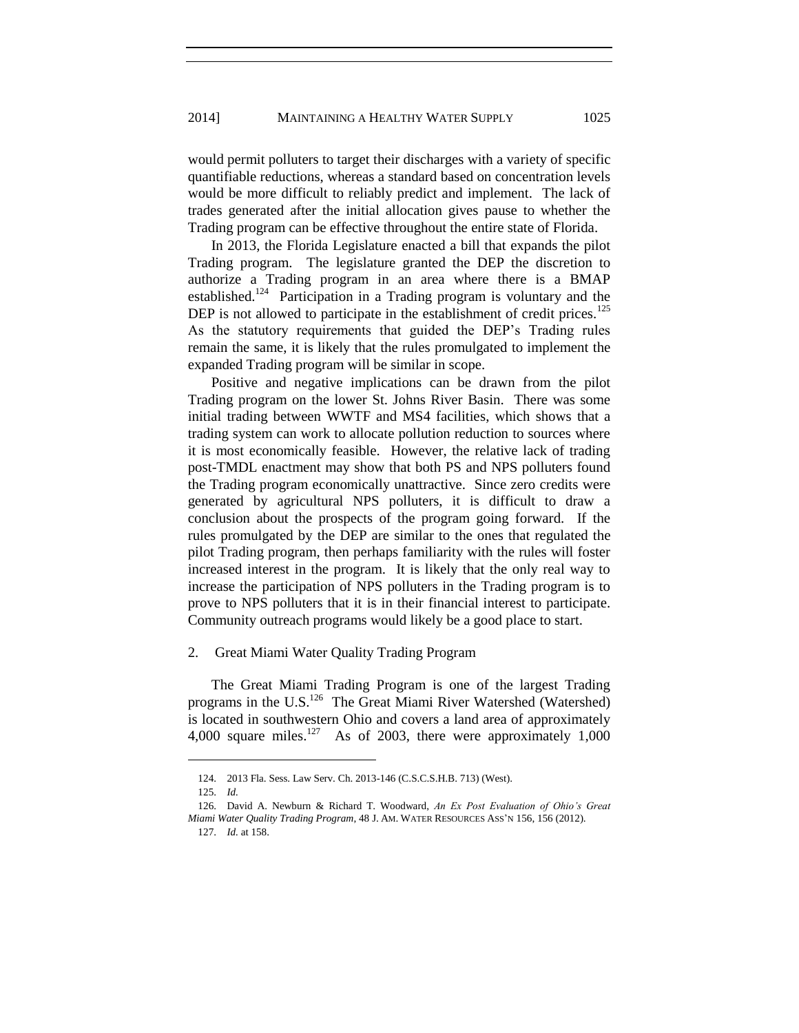would permit polluters to target their discharges with a variety of specific quantifiable reductions, whereas a standard based on concentration levels would be more difficult to reliably predict and implement. The lack of trades generated after the initial allocation gives pause to whether the Trading program can be effective throughout the entire state of Florida.

In 2013, the Florida Legislature enacted a bill that expands the pilot Trading program. The legislature granted the DEP the discretion to authorize a Trading program in an area where there is a BMAP established.[124] Participation in a Trading program is voluntary and the DEP is not allowed to participate in the establishment of credit prices.[125] As the statutory requirements that guided the DEP's Trading rules remain the same, it is likely that the rules promulgated to implement the expanded Trading program will be similar in scope.

Positive and negative implications can be drawn from the pilot Trading program on the lower St. Johns River Basin. There was some initial trading between WWTF and MS4 facilities, which shows that a trading system can work to allocate pollution reduction to sources where it is most economically feasible. However, the relative lack of trading post-TMDL enactment may show that both PS and NPS polluters found the Trading program economically unattractive. Since zero credits were generated by agricultural NPS polluters, it is difficult to draw a conclusion about the prospects of the program going forward. If the rules promulgated by the DEP are similar to the ones that regulated the pilot Trading program, then perhaps familiarity with the rules will foster increased interest in the program. It is likely that the only real way to increase the participation of NPS polluters in the Trading program is to prove to NPS polluters that it is in their financial interest to participate. Community outreach programs would likely be a good place to start.

### 2. Great Miami Water Quality Trading Program

The Great Miami Trading Program is one of the largest Trading programs in the U.S.[126] The Great Miami River Watershed (Watershed) is located in southwestern Ohio and covers a land area of approximately 4,000 square miles.[127] As of 2003, there were approximately 1,000

---

124. 2013 Fla. Sess. Law Serv. Ch. 2013-146 (C.S.C.S.H.B. 713) (West).

125. *Id.*

126. David A. Newburn & Richard T. Woodward, *An Ex Post Evaluation of Ohio's Great Miami Water Quality Trading Program*, 48 J. AM. WATER RESOURCES ASS'N 156, 156 (2012).

127. *Id.* at 158.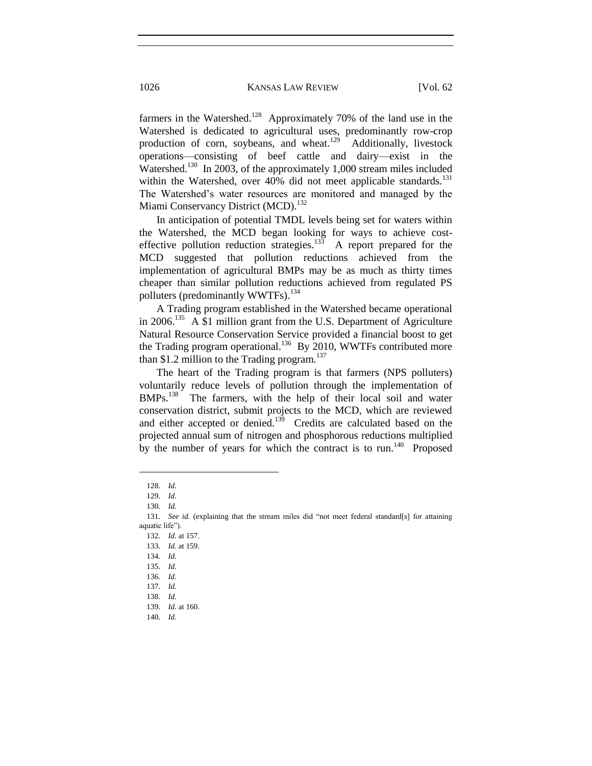farmers in the Watershed.[128] Approximately 70% of the land use in the Watershed is dedicated to agricultural uses, predominantly row-crop production of corn, soybeans, and wheat.[129] Additionally, livestock operations—consisting of beef cattle and dairy—exist in the Watershed.[130] In 2003, of the approximately 1,000 stream miles included within the Watershed, over 40% did not meet applicable standards.[131] The Watershed's water resources are monitored and managed by the Miami Conservancy District (MCD).[132]

In anticipation of potential TMDL levels being set for waters within the Watershed, the MCD began looking for ways to achieve cost-effective pollution reduction strategies.[133] A report prepared for the MCD suggested that pollution reductions achieved from the implementation of agricultural BMPs may be as much as thirty times cheaper than similar pollution reductions achieved from regulated PS polluters (predominantly WWTFs).[134]

A Trading program established in the Watershed became operational in 2006.[135] A $1 million grant from the U.S. Department of Agriculture Natural Resource Conservation Service provided a financial boost to get the Trading program operational.[136] By 2010, WWTFs contributed more than $1.2 million to the Trading program.[137]

The heart of the Trading program is that farmers (NPS polluters) voluntarily reduce levels of pollution through the implementation of BMPs.[138] The farmers, with the help of their local soil and water conservation district, submit projects to the MCD, which are reviewed and either accepted or denied.[139] Credits are calculated based on the projected annual sum of nitrogen and phosphorous reductions multiplied by the number of years for which the contract is to run.[140] Proposed

---

128. *Id.*

129. *Id.*

130. *Id.*

131. *See id.* (explaining that the stream miles did "not meet federal standard[s] for attaining aquatic life").

132. *Id.* at 157.

133. *Id.* at 159.

134. *Id.*

135. *Id.*

136. *Id.*

137. *Id.*

138. *Id.*

139. *Id.* at 160.

140. *Id.*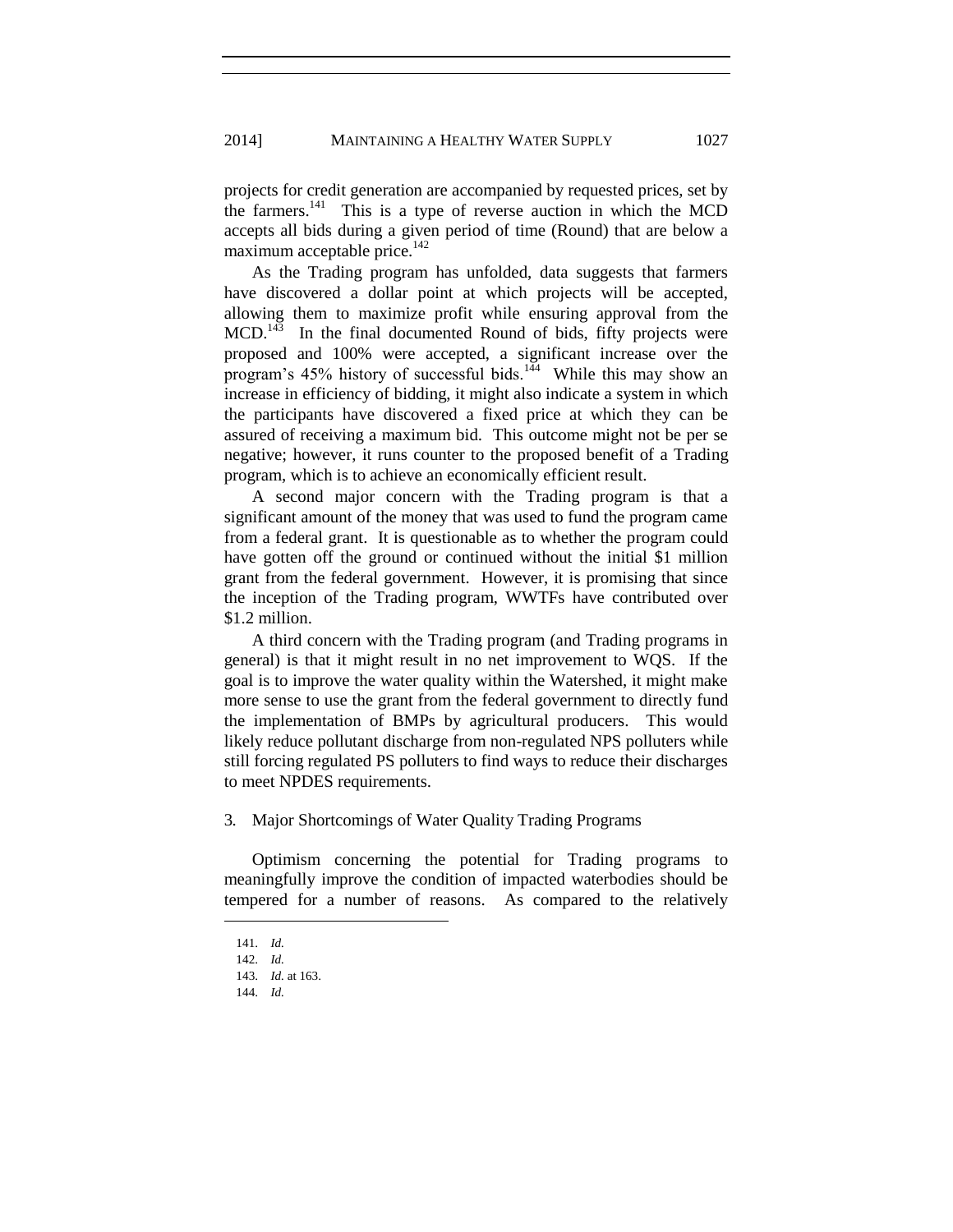projects for credit generation are accompanied by requested prices, set by the farmers.[141] This is a type of reverse auction in which the MCD accepts all bids during a given period of time (Round) that are below a maximum acceptable price.[142]

As the Trading program has unfolded, data suggests that farmers have discovered a dollar point at which projects will be accepted, allowing them to maximize profit while ensuring approval from the MCD.[143] In the final documented Round of bids, fifty projects were proposed and 100% were accepted, a significant increase over the program's 45% history of successful bids.[144] While this may show an increase in efficiency of bidding, it might also indicate a system in which the participants have discovered a fixed price at which they can be assured of receiving a maximum bid. This outcome might not be per se negative; however, it runs counter to the proposed benefit of a Trading program, which is to achieve an economically efficient result.

A second major concern with the Trading program is that a significant amount of the money that was used to fund the program came from a federal grant. It is questionable as to whether the program could have gotten off the ground or continued without the initial $1 million grant from the federal government. However, it is promising that since the inception of the Trading program, WWTFs have contributed over $1.2 million.

A third concern with the Trading program (and Trading programs in general) is that it might result in no net improvement to WQS. If the goal is to improve the water quality within the Watershed, it might make more sense to use the grant from the federal government to directly fund the implementation of BMPs by agricultural producers. This would likely reduce pollutant discharge from non-regulated NPS polluters while still forcing regulated PS polluters to find ways to reduce their discharges to meet NPDES requirements.

3. Major Shortcomings of Water Quality Trading Programs

Optimism concerning the potential for Trading programs to meaningfully improve the condition of impacted waterbodies should be tempered for a number of reasons. As compared to the relatively

---

141. *Id.*
142. *Id.*
143. *Id.* at 163.
144. *Id.*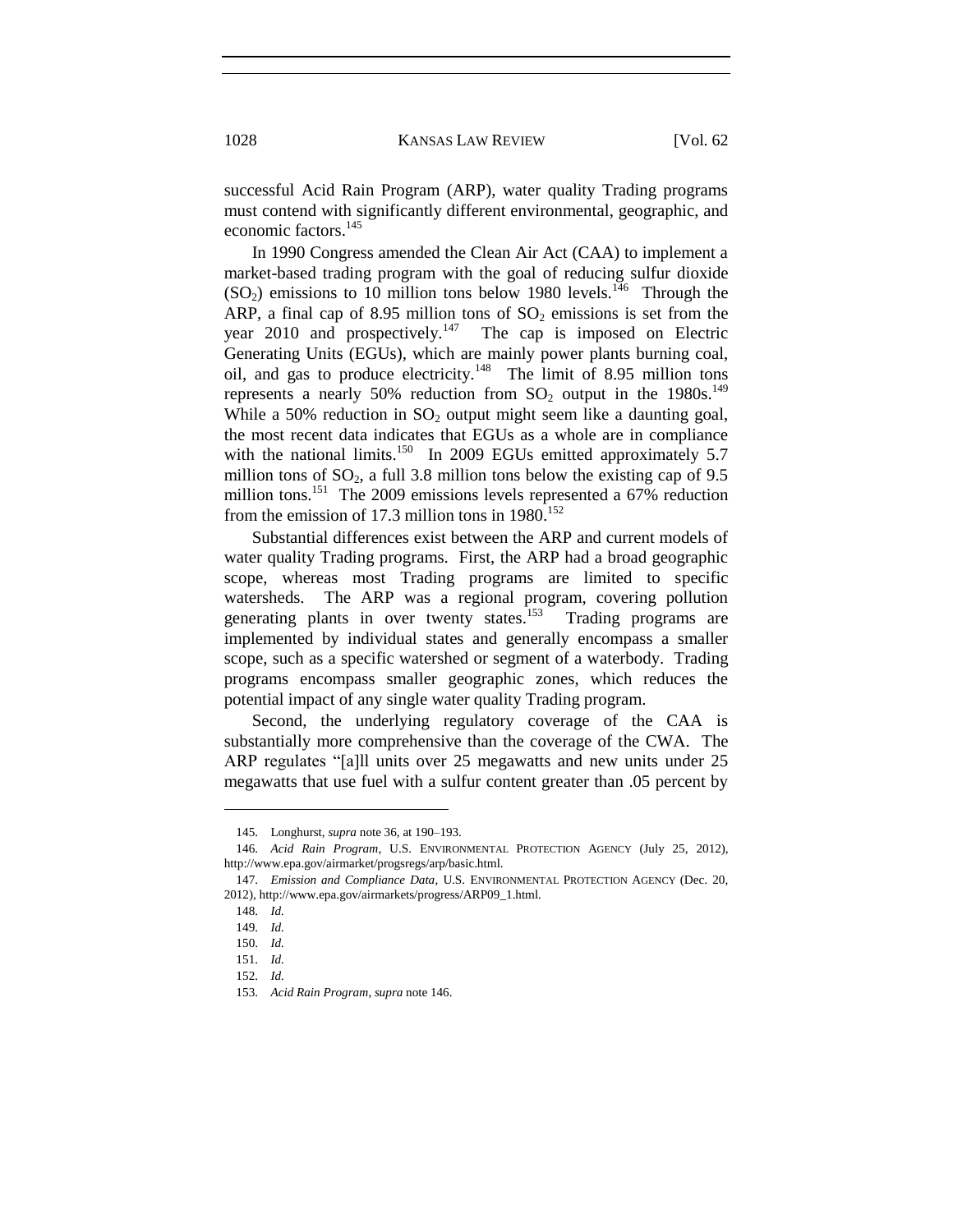successful Acid Rain Program (ARP), water quality Trading programs must contend with significantly different environmental, geographic, and economic factors.[145]

In 1990 Congress amended the Clean Air Act (CAA) to implement a market-based trading program with the goal of reducing sulfur dioxide ($SO_2$) emissions to 10 million tons below 1980 levels.[146] Through the ARP, a final cap of 8.95 million tons of $SO_2$ emissions is set from the year 2010 and prospectively.[147] The cap is imposed on Electric Generating Units (EGUs), which are mainly power plants burning coal, oil, and gas to produce electricity.[148] The limit of 8.95 million tons represents a nearly 50% reduction from $SO_2$ output in the 1980s.[149] While a 50% reduction in $SO_2$ output might seem like a daunting goal, the most recent data indicates that EGUs as a whole are in compliance with the national limits.[150] In 2009 EGUs emitted approximately 5.7 million tons of $SO_2$, a full 3.8 million tons below the existing cap of 9.5 million tons.[151] The 2009 emissions levels represented a 67% reduction from the emission of 17.3 million tons in 1980.[152]

Substantial differences exist between the ARP and current models of water quality Trading programs. First, the ARP had a broad geographic scope, whereas most Trading programs are limited to specific watersheds. The ARP was a regional program, covering pollution generating plants in over twenty states.[153] Trading programs are implemented by individual states and generally encompass a smaller scope, such as a specific watershed or segment of a waterbody. Trading programs encompass smaller geographic zones, which reduces the potential impact of any single water quality Trading program.

Second, the underlying regulatory coverage of the CAA is substantially more comprehensive than the coverage of the CWA. The ARP regulates "[a]ll units over 25 megawatts and new units under 25 megawatts that use fuel with a sulfur content greater than .05 percent by

---

145. Longhurst, *supra* note 36, at 190–193.

146. *Acid Rain Program*, U.S. ENVIRONMENTAL PROTECTION AGENCY (July 25, 2012), http://www.epa.gov/airmarket/progsregs/arp/basic.html.

147. *Emission and Compliance Data*, U.S. ENVIRONMENTAL PROTECTION AGENCY (Dec. 20, 2012), http://www.epa.gov/airmarkets/progress/ARP09_1.html.

148. *Id.*

149. *Id.*

150. *Id.*

151. *Id.*

152. *Id.*

153. *Acid Rain Program*, *supra* note 146.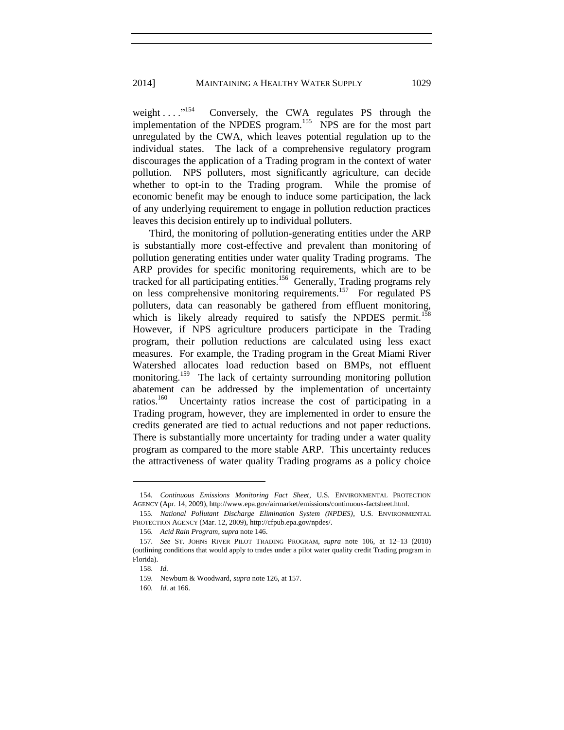weight . . . ."[154] Conversely, the CWA regulates PS through the implementation of the NPDES program.[155] NPS are for the most part unregulated by the CWA, which leaves potential regulation up to the individual states. The lack of a comprehensive regulatory program discourages the application of a Trading program in the context of water pollution. NPS polluters, most significantly agriculture, can decide whether to opt-in to the Trading program. While the promise of economic benefit may be enough to induce some participation, the lack of any underlying requirement to engage in pollution reduction practices leaves this decision entirely up to individual polluters.

Third, the monitoring of pollution-generating entities under the ARP is substantially more cost-effective and prevalent than monitoring of pollution generating entities under water quality Trading programs. The ARP provides for specific monitoring requirements, which are to be tracked for all participating entities.[156] Generally, Trading programs rely on less comprehensive monitoring requirements.[157] For regulated PS polluters, data can reasonably be gathered from effluent monitoring, which is likely already required to satisfy the NPDES permit.[158] However, if NPS agriculture producers participate in the Trading program, their pollution reductions are calculated using less exact measures. For example, the Trading program in the Great Miami River Watershed allocates load reduction based on BMPs, not effluent monitoring.[159] The lack of certainty surrounding monitoring pollution abatement can be addressed by the implementation of uncertainty ratios.[160] Uncertainty ratios increase the cost of participating in a Trading program, however, they are implemented in order to ensure the credits generated are tied to actual reductions and not paper reductions. There is substantially more uncertainty for trading under a water quality program as compared to the more stable ARP. This uncertainty reduces the attractiveness of water quality Trading programs as a policy choice

---

154. *Continuous Emissions Monitoring Fact Sheet*, U.S. ENVIRONMENTAL PROTECTION AGENCY (Apr. 14, 2009), http://www.epa.gov/airmarket/emissions/continuous-factsheet.html.

155. *National Pollutant Discharge Elimination System (NPDES)*, U.S. ENVIRONMENTAL PROTECTION AGENCY (Mar. 12, 2009), http://cfpub.epa.gov/npdes/.

156. *Acid Rain Program*, *supra* note 146.

157. *See* ST. JOHNS RIVER PILOT TRADING PROGRAM, *supra* note 106, at 12–13 (2010) (outlining conditions that would apply to trades under a pilot water quality credit Trading program in Florida).

158. *Id.*

159. Newburn & Woodward, *supra* note 126, at 157.

160. *Id.* at 166.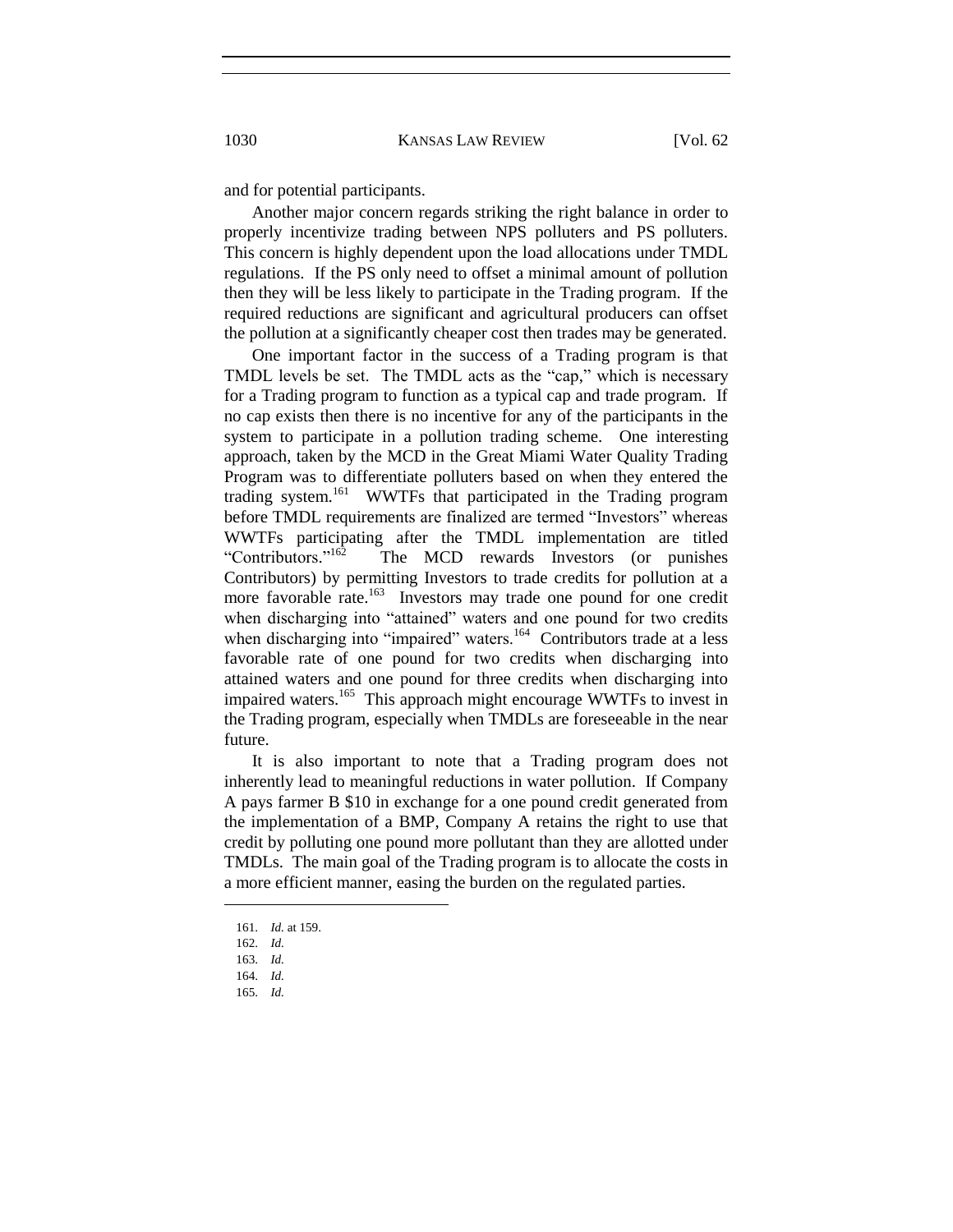and for potential participants.

Another major concern regards striking the right balance in order to properly incentivize trading between NPS polluters and PS polluters. This concern is highly dependent upon the load allocations under TMDL regulations. If the PS only need to offset a minimal amount of pollution then they will be less likely to participate in the Trading program. If the required reductions are significant and agricultural producers can offset the pollution at a significantly cheaper cost then trades may be generated.

One important factor in the success of a Trading program is that TMDL levels be set. The TMDL acts as the "cap," which is necessary for a Trading program to function as a typical cap and trade program. If no cap exists then there is no incentive for any of the participants in the system to participate in a pollution trading scheme. One interesting approach, taken by the MCD in the Great Miami Water Quality Trading Program was to differentiate polluters based on when they entered the trading system.[161] WWTFs that participated in the Trading program before TMDL requirements are finalized are termed "Investors" whereas WWTFs participating after the TMDL implementation are titled "Contributors."[162] The MCD rewards Investors (or punishes Contributors) by permitting Investors to trade credits for pollution at a more favorable rate.[163] Investors may trade one pound for one credit when discharging into "attained" waters and one pound for two credits when discharging into "impaired" waters.[164] Contributors trade at a less favorable rate of one pound for two credits when discharging into attained waters and one pound for three credits when discharging into impaired waters.[165] This approach might encourage WWTFs to invest in the Trading program, especially when TMDLs are foreseeable in the near future.

It is also important to note that a Trading program does not inherently lead to meaningful reductions in water pollution. If Company A pays farmer B \$10 in exchange for a one pound credit generated from the implementation of a BMP, Company A retains the right to use that credit by polluting one pound more pollutant than they are allotted under TMDLs. The main goal of the Trading program is to allocate the costs in a more efficient manner, easing the burden on the regulated parties.

---

161. *Id.* at 159.
162. *Id.*
163. *Id.*
164. *Id.*
165. *Id.*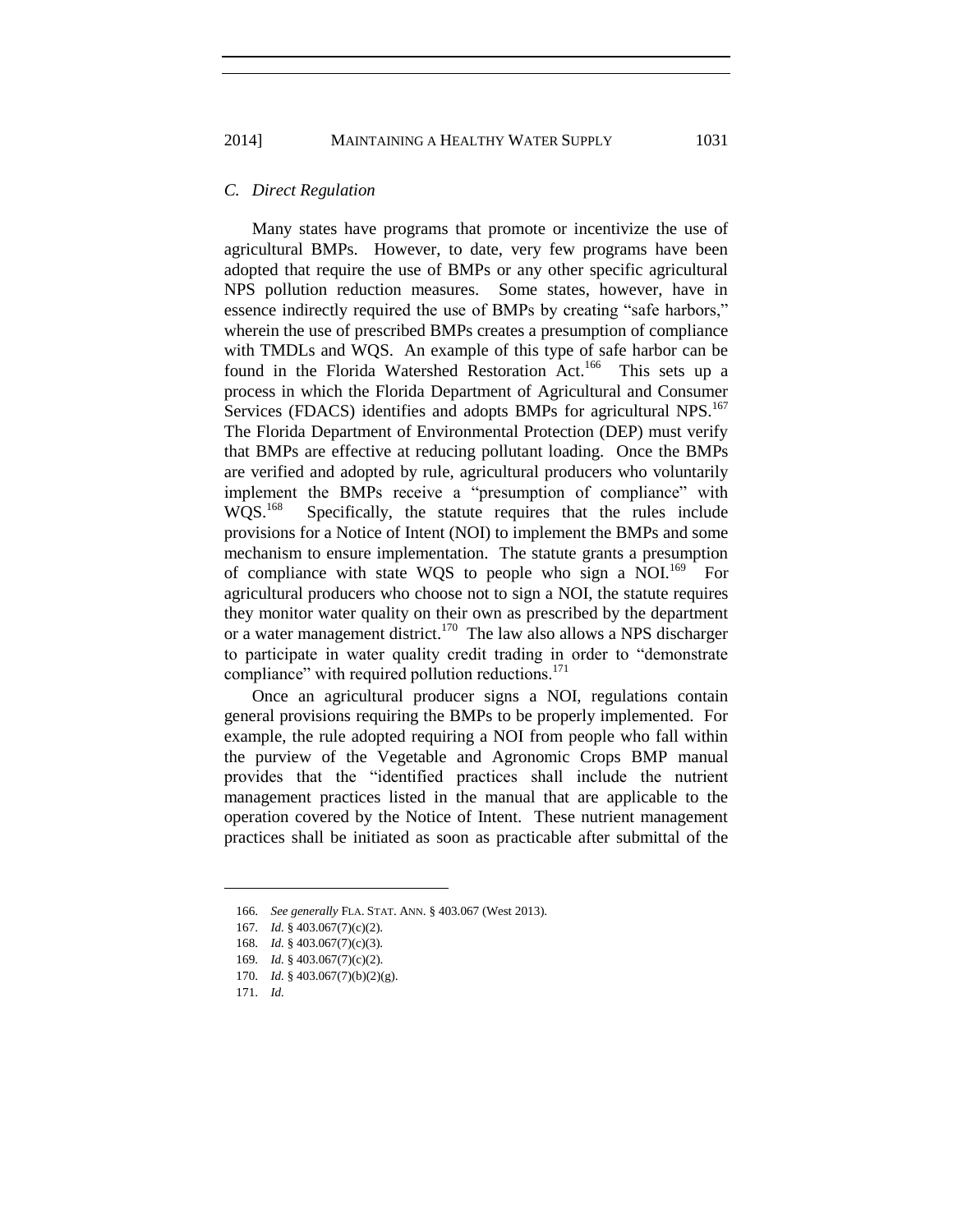### C. *Direct Regulation*

Many states have programs that promote or incentivize the use of agricultural BMPs. However, to date, very few programs have been adopted that require the use of BMPs or any other specific agricultural NPS pollution reduction measures. Some states, however, have in essence indirectly required the use of BMPs by creating "safe harbors," wherein the use of prescribed BMPs creates a presumption of compliance with TMDLs and WQS. An example of this type of safe harbor can be found in the Florida Watershed Restoration Act.[166] This sets up a process in which the Florida Department of Agricultural and Consumer Services (FDACS) identifies and adopts BMPs for agricultural NPS.[167] The Florida Department of Environmental Protection (DEP) must verify that BMPs are effective at reducing pollutant loading. Once the BMPs are verified and adopted by rule, agricultural producers who voluntarily implement the BMPs receive a "presumption of compliance" with WQS.[168] Specifically, the statute requires that the rules include provisions for a Notice of Intent (NOI) to implement the BMPs and some mechanism to ensure implementation. The statute grants a presumption of compliance with state WQS to people who sign a NOI.[169] For agricultural producers who choose not to sign a NOI, the statute requires they monitor water quality on their own as prescribed by the department or a water management district.[170] The law also allows a NPS discharger to participate in water quality credit trading in order to "demonstrate compliance" with required pollution reductions.[171]

Once an agricultural producer signs a NOI, regulations contain general provisions requiring the BMPs to be properly implemented. For example, the rule adopted requiring a NOI from people who fall within the purview of the Vegetable and Agronomic Crops BMP manual provides that the "identified practices shall include the nutrient management practices listed in the manual that are applicable to the operation covered by the Notice of Intent. These nutrient management practices shall be initiated as soon as practicable after submittal of the

---

166. *See generally* FLA. STAT. ANN. § 403.067 (West 2013).

167. *Id.* § 403.067(7)(c)(2).

168. *Id.* § 403.067(7)(c)(3).

169. *Id.* § 403.067(7)(c)(2).

170. *Id.* § 403.067(7)(b)(2)(g).

171. *Id.*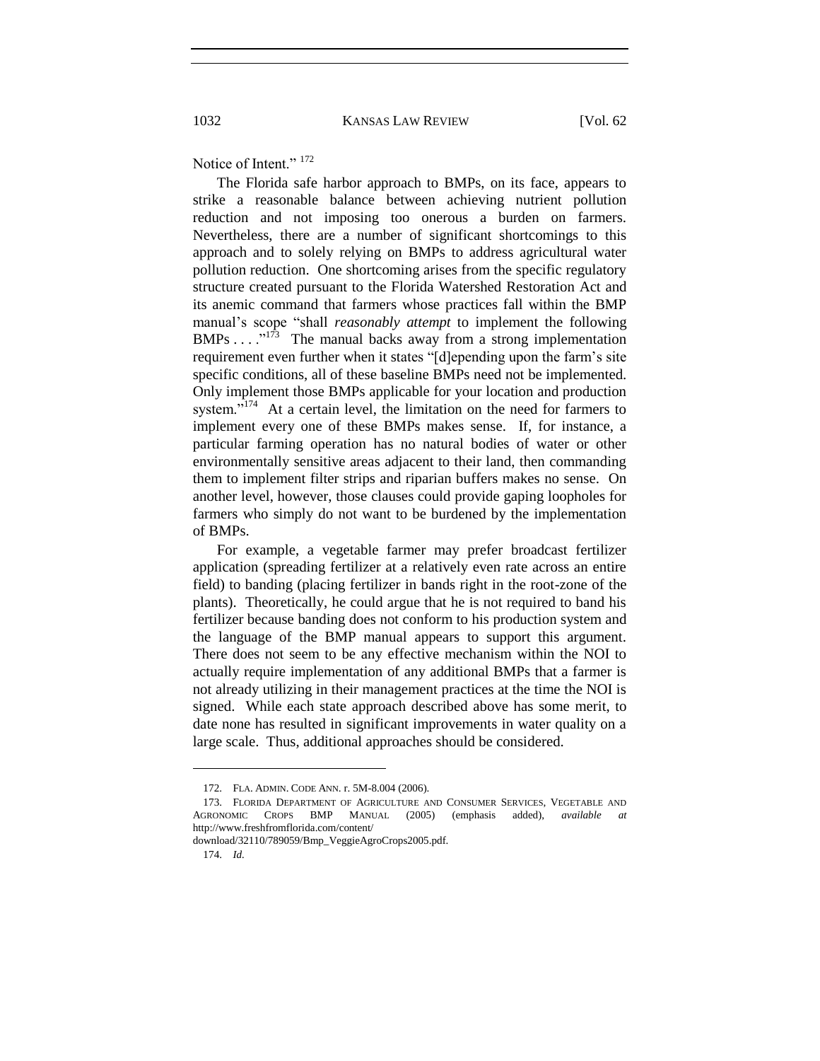Notice of Intent." [172]

The Florida safe harbor approach to BMPs, on its face, appears to strike a reasonable balance between achieving nutrient pollution reduction and not imposing too onerous a burden on farmers. Nevertheless, there are a number of significant shortcomings to this approach and to solely relying on BMPs to address agricultural water pollution reduction. One shortcoming arises from the specific regulatory structure created pursuant to the Florida Watershed Restoration Act and its anemic command that farmers whose practices fall within the BMP manual's scope "shall *reasonably attempt* to implement the following BMPs . . . ."[173] The manual backs away from a strong implementation requirement even further when it states "[d]epending upon the farm's site specific conditions, all of these baseline BMPs need not be implemented. Only implement those BMPs applicable for your location and production system."[174] At a certain level, the limitation on the need for farmers to implement every one of these BMPs makes sense. If, for instance, a particular farming operation has no natural bodies of water or other environmentally sensitive areas adjacent to their land, then commanding them to implement filter strips and riparian buffers makes no sense. On another level, however, those clauses could provide gaping loopholes for farmers who simply do not want to be burdened by the implementation of BMPs.

For example, a vegetable farmer may prefer broadcast fertilizer application (spreading fertilizer at a relatively even rate across an entire field) to banding (placing fertilizer in bands right in the root-zone of the plants). Theoretically, he could argue that he is not required to band his fertilizer because banding does not conform to his production system and the language of the BMP manual appears to support this argument. There does not seem to be any effective mechanism within the NOI to actually require implementation of any additional BMPs that a farmer is not already utilizing in their management practices at the time the NOI is signed. While each state approach described above has some merit, to date none has resulted in significant improvements in water quality on a large scale. Thus, additional approaches should be considered.

---

172. FLA. ADMIN. CODE ANN. r. 5M-8.004 (2006).

173. FLORIDA DEPARTMENT OF AGRICULTURE AND CONSUMER SERVICES, VEGETABLE AND AGRONOMIC CROPS BMP MANUAL (2005) (emphasis added), *available at* http://www.freshfromflorida.com/content/download/32110/789059/Bmp_VeggieAgroCrops2005.pdf.

174. *Id.*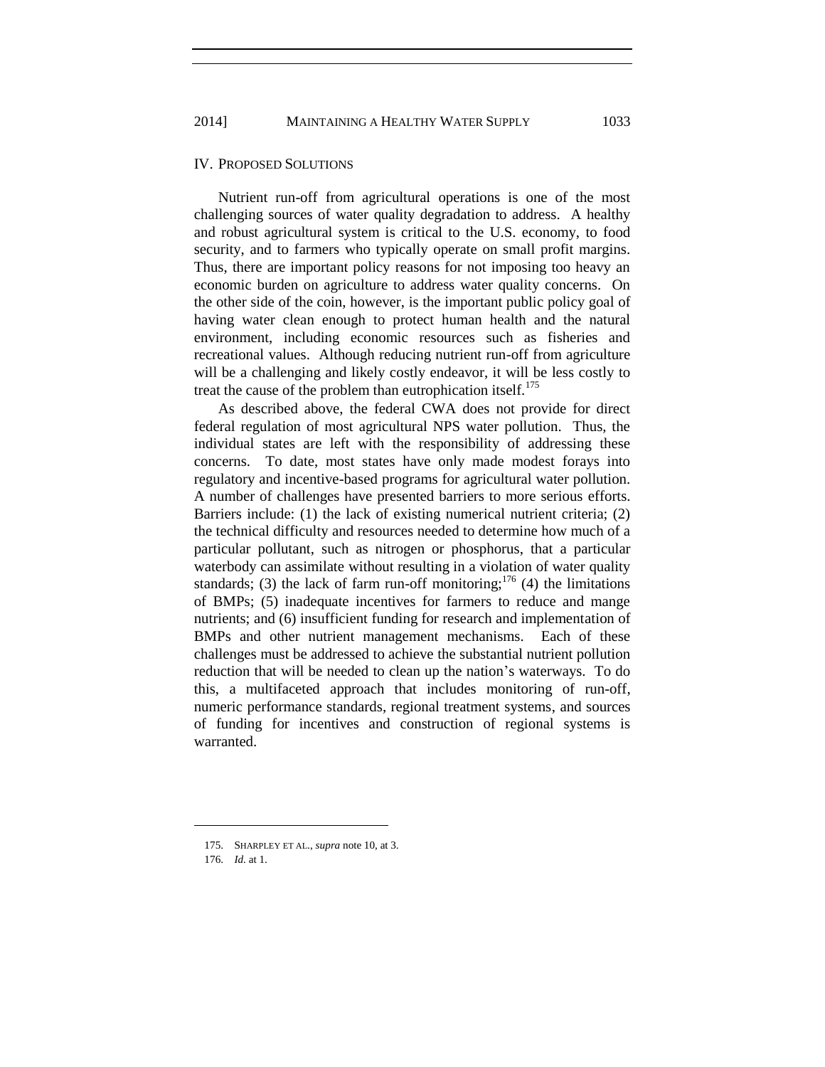## IV. PROPOSED SOLUTIONS

Nutrient run-off from agricultural operations is one of the most challenging sources of water quality degradation to address. A healthy and robust agricultural system is critical to the U.S. economy, to food security, and to farmers who typically operate on small profit margins. Thus, there are important policy reasons for not imposing too heavy an economic burden on agriculture to address water quality concerns. On the other side of the coin, however, is the important public policy goal of having water clean enough to protect human health and the natural environment, including economic resources such as fisheries and recreational values. Although reducing nutrient run-off from agriculture will be a challenging and likely costly endeavor, it will be less costly to treat the cause of the problem than eutrophication itself.[175]

As described above, the federal CWA does not provide for direct federal regulation of most agricultural NPS water pollution. Thus, the individual states are left with the responsibility of addressing these concerns. To date, most states have only made modest forays into regulatory and incentive-based programs for agricultural water pollution. A number of challenges have presented barriers to more serious efforts. Barriers include: (1) the lack of existing numerical nutrient criteria; (2) the technical difficulty and resources needed to determine how much of a particular pollutant, such as nitrogen or phosphorus, that a particular waterbody can assimilate without resulting in a violation of water quality standards; (3) the lack of farm run-off monitoring;[176] (4) the limitations of BMPs; (5) inadequate incentives for farmers to reduce and mange nutrients; and (6) insufficient funding for research and implementation of BMPs and other nutrient management mechanisms. Each of these challenges must be addressed to achieve the substantial nutrient pollution reduction that will be needed to clean up the nation's waterways. To do this, a multifaceted approach that includes monitoring of run-off, numeric performance standards, regional treatment systems, and sources of funding for incentives and construction of regional systems is warranted.

---

175. SHARPLEY ET AL., *supra* note 10, at 3.

176. *Id.* at 1.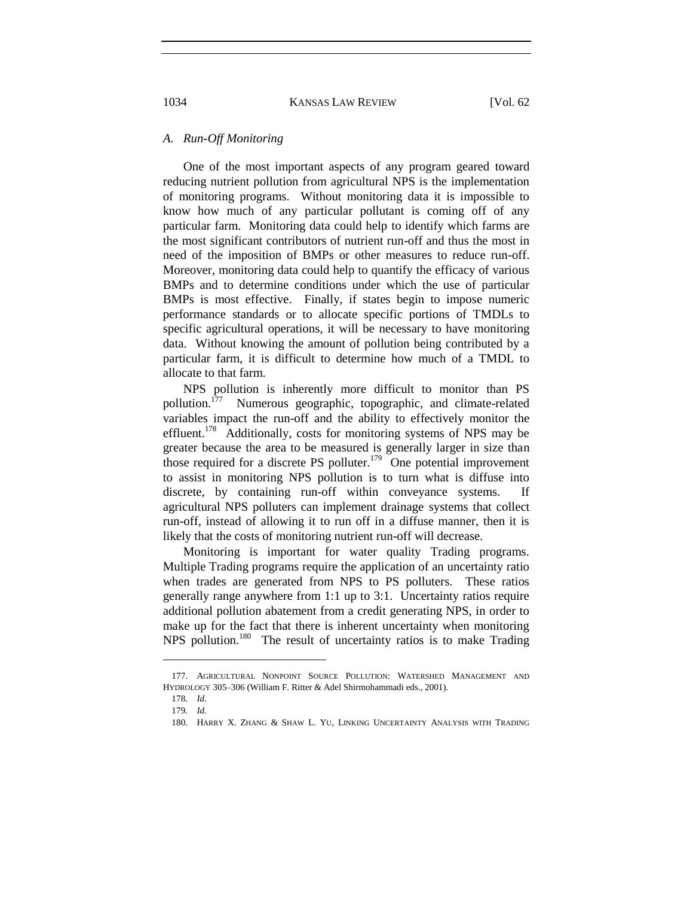### A. *Run-Off Monitoring*

One of the most important aspects of any program geared toward reducing nutrient pollution from agricultural NPS is the implementation of monitoring programs. Without monitoring data it is impossible to know how much of any particular pollutant is coming off of any particular farm. Monitoring data could help to identify which farms are the most significant contributors of nutrient run-off and thus the most in need of the imposition of BMPs or other measures to reduce run-off. Moreover, monitoring data could help to quantify the efficacy of various BMPs and to determine conditions under which the use of particular BMPs is most effective. Finally, if states begin to impose numeric performance standards or to allocate specific portions of TMDLs to specific agricultural operations, it will be necessary to have monitoring data. Without knowing the amount of pollution being contributed by a particular farm, it is difficult to determine how much of a TMDL to allocate to that farm.

NPS pollution is inherently more difficult to monitor than PS pollution.[177] Numerous geographic, topographic, and climate-related variables impact the run-off and the ability to effectively monitor the effluent.[178] Additionally, costs for monitoring systems of NPS may be greater because the area to be measured is generally larger in size than those required for a discrete PS polluter.[179] One potential improvement to assist in monitoring NPS pollution is to turn what is diffuse into discrete, by containing run-off within conveyance systems. If agricultural NPS polluters can implement drainage systems that collect run-off, instead of allowing it to run off in a diffuse manner, then it is likely that the costs of monitoring nutrient run-off will decrease.

Monitoring is important for water quality Trading programs. Multiple Trading programs require the application of an uncertainty ratio when trades are generated from NPS to PS polluters. These ratios generally range anywhere from 1:1 up to 3:1. Uncertainty ratios require additional pollution abatement from a credit generating NPS, in order to make up for the fact that there is inherent uncertainty when monitoring NPS pollution.[180] The result of uncertainty ratios is to make Trading

---

177. AGRICULTURAL NONPOINT SOURCE POLLUTION: WATERSHED MANAGEMENT AND HYDROLOGY 305–306 (William F. Ritter & Adel Shirmohammadi eds., 2001).

178. *Id.*

179. *Id.*

180. HARRY X. ZHANG & SHAW L. YU, LINKING UNCERTAINTY ANALYSIS WITH TRADING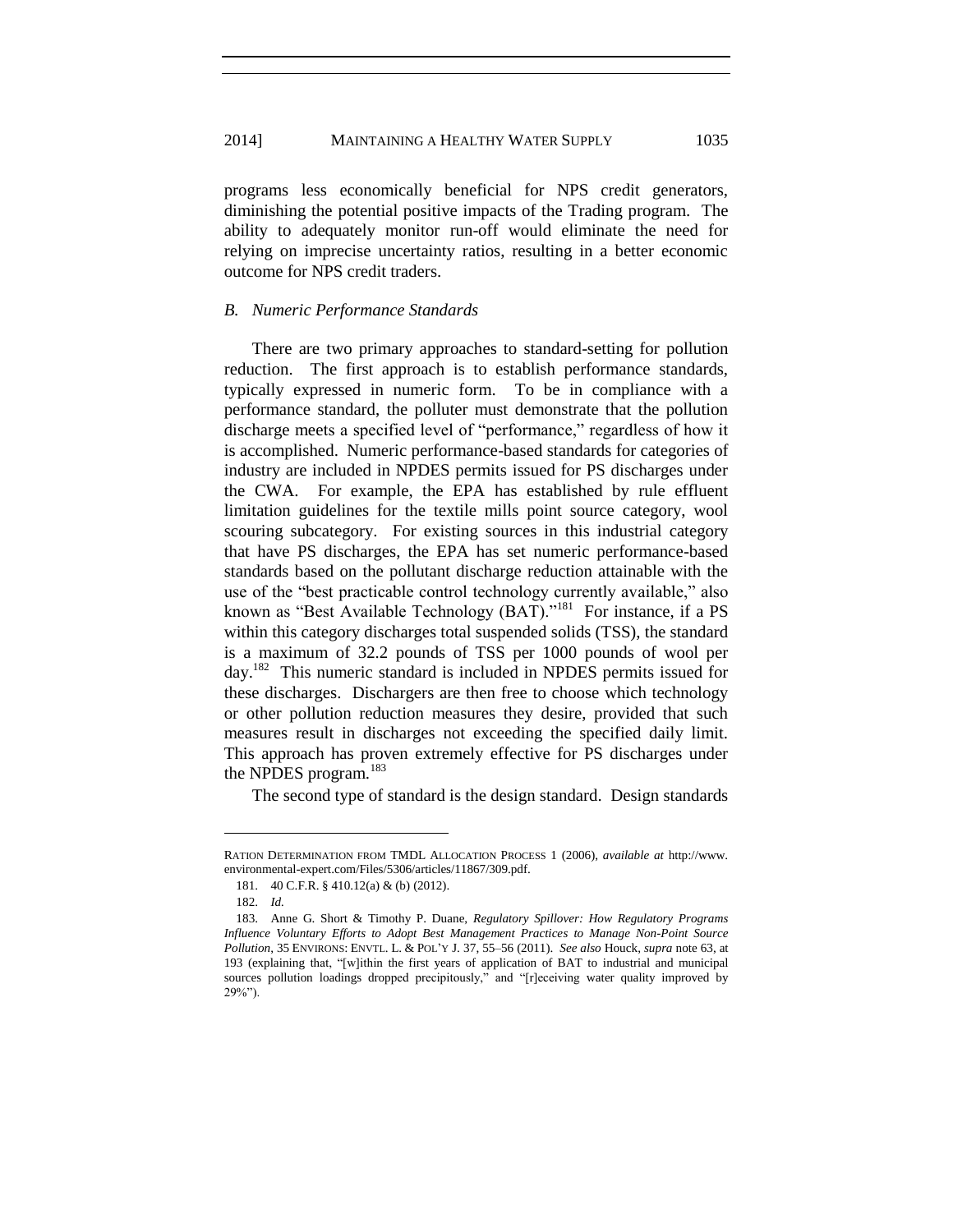programs less economically beneficial for NPS credit generators, diminishing the potential positive impacts of the Trading program. The ability to adequately monitor run-off would eliminate the need for relying on imprecise uncertainty ratios, resulting in a better economic outcome for NPS credit traders.

### *B. Numeric Performance Standards*

There are two primary approaches to standard-setting for pollution reduction. The first approach is to establish performance standards, typically expressed in numeric form. To be in compliance with a performance standard, the polluter must demonstrate that the pollution discharge meets a specified level of "performance," regardless of how it is accomplished. Numeric performance-based standards for categories of industry are included in NPDES permits issued for PS discharges under the CWA. For example, the EPA has established by rule effluent limitation guidelines for the textile mills point source category, wool scouring subcategory. For existing sources in this industrial category that have PS discharges, the EPA has set numeric performance-based standards based on the pollutant discharge reduction attainable with the use of the "best practicable control technology currently available," also known as "Best Available Technology (BAT)."[181] For instance, if a PS within this category discharges total suspended solids (TSS), the standard is a maximum of 32.2 pounds of TSS per 1000 pounds of wool per day.[182] This numeric standard is included in NPDES permits issued for these discharges. Dischargers are then free to choose which technology or other pollution reduction measures they desire, provided that such measures result in discharges not exceeding the specified daily limit. This approach has proven extremely effective for PS discharges under the NPDES program.[183]

The second type of standard is the design standard. Design standards

---

RATION DETERMINATION FROM TMDL ALLOCATION PROCESS 1 (2006), *available at* http://www.environmental-expert.com/Files/5306/articles/11867/309.pdf.

181. 40 C.F.R. § 410.12(a) & (b) (2012).

182. *Id.*

183. Anne G. Short & Timothy P. Duane, *Regulatory Spillover: How Regulatory Programs Influence Voluntary Efforts to Adopt Best Management Practices to Manage Non-Point Source Pollution*, 35 ENVIRONS: ENVTL. L. & POL'Y J. 37, 55–56 (2011). *See also* Houck, *supra* note 63, at 193 (explaining that, "[w]ithin the first years of application of BAT to industrial and municipal sources pollution loadings dropped precipitously," and "[r]eceiving water quality improved by 29%").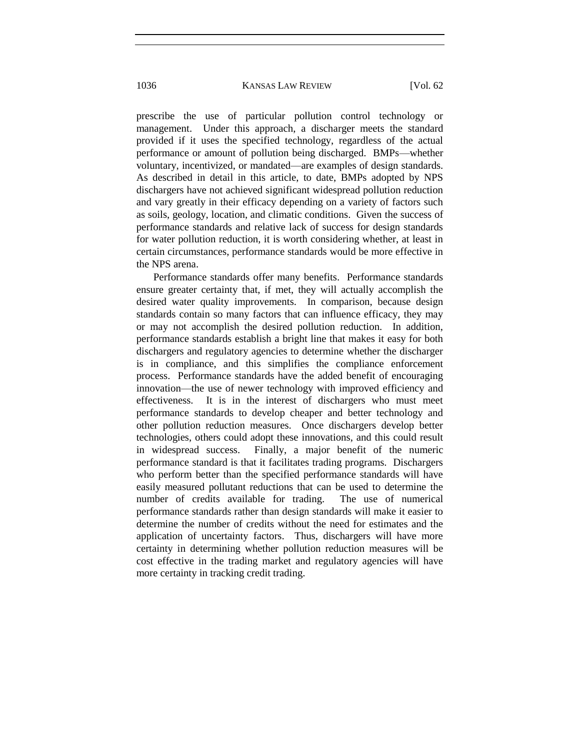prescribe the use of particular pollution control technology or management. Under this approach, a discharger meets the standard provided if it uses the specified technology, regardless of the actual performance or amount of pollution being discharged. BMPs—whether voluntary, incentivized, or mandated—are examples of design standards. As described in detail in this article, to date, BMPs adopted by NPS dischargers have not achieved significant widespread pollution reduction and vary greatly in their efficacy depending on a variety of factors such as soils, geology, location, and climatic conditions. Given the success of performance standards and relative lack of success for design standards for water pollution reduction, it is worth considering whether, at least in certain circumstances, performance standards would be more effective in the NPS arena.

Performance standards offer many benefits. Performance standards ensure greater certainty that, if met, they will actually accomplish the desired water quality improvements. In comparison, because design standards contain so many factors that can influence efficacy, they may or may not accomplish the desired pollution reduction. In addition, performance standards establish a bright line that makes it easy for both dischargers and regulatory agencies to determine whether the discharger is in compliance, and this simplifies the compliance enforcement process. Performance standards have the added benefit of encouraging innovation—the use of newer technology with improved efficiency and effectiveness. It is in the interest of dischargers who must meet performance standards to develop cheaper and better technology and other pollution reduction measures. Once dischargers develop better technologies, others could adopt these innovations, and this could result in widespread success. Finally, a major benefit of the numeric performance standard is that it facilitates trading programs. Dischargers who perform better than the specified performance standards will have easily measured pollutant reductions that can be used to determine the number of credits available for trading. The use of numerical performance standards rather than design standards will make it easier to determine the number of credits without the need for estimates and the application of uncertainty factors. Thus, dischargers will have more certainty in determining whether pollution reduction measures will be cost effective in the trading market and regulatory agencies will have more certainty in tracking credit trading.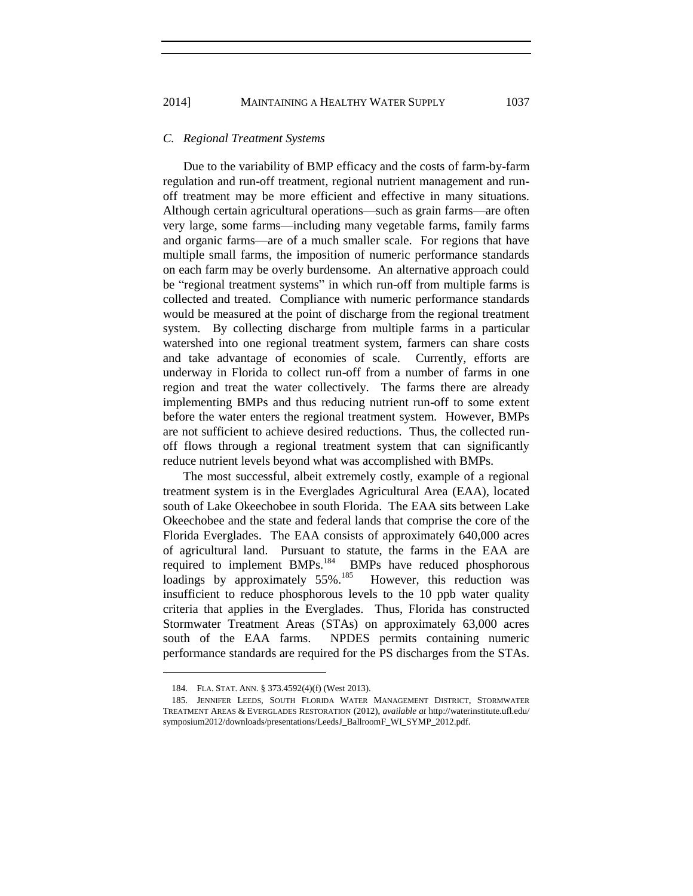### *C. Regional Treatment Systems*

Due to the variability of BMP efficacy and the costs of farm-by-farm regulation and run-off treatment, regional nutrient management and run-off treatment may be more efficient and effective in many situations. Although certain agricultural operations—such as grain farms—are often very large, some farms—including many vegetable farms, family farms and organic farms—are of a much smaller scale. For regions that have multiple small farms, the imposition of numeric performance standards on each farm may be overly burdensome. An alternative approach could be "regional treatment systems" in which run-off from multiple farms is collected and treated. Compliance with numeric performance standards would be measured at the point of discharge from the regional treatment system. By collecting discharge from multiple farms in a particular watershed into one regional treatment system, farmers can share costs and take advantage of economies of scale. Currently, efforts are underway in Florida to collect run-off from a number of farms in one region and treat the water collectively. The farms there are already implementing BMPs and thus reducing nutrient run-off to some extent before the water enters the regional treatment system. However, BMPs are not sufficient to achieve desired reductions. Thus, the collected run-off flows through a regional treatment system that can significantly reduce nutrient levels beyond what was accomplished with BMPs.

The most successful, albeit extremely costly, example of a regional treatment system is in the Everglades Agricultural Area (EAA), located south of Lake Okeechobee in south Florida. The EAA sits between Lake Okeechobee and the state and federal lands that comprise the core of the Florida Everglades. The EAA consists of approximately 640,000 acres of agricultural land. Pursuant to statute, the farms in the EAA are required to implement BMPs.[184] BMPs have reduced phosphorous loadings by approximately 55%.[185] However, this reduction was insufficient to reduce phosphorous levels to the 10 ppb water quality criteria that applies in the Everglades. Thus, Florida has constructed Stormwater Treatment Areas (STAs) on approximately 63,000 acres south of the EAA farms. NPDES permits containing numeric performance standards are required for the PS discharges from the STAs.

---

184. FLA. STAT. ANN. § 373.4592(4)(f) (West 2013).

185. JENNIFER LEEDS, SOUTH FLORIDA WATER MANAGEMENT DISTRICT, STORMWATER TREATMENT AREAS & EVERGLADES RESTORATION (2012), *available at* http://waterinstitute.ufl.edu/symposium2012/downloads/presentations/LeedsJ_BallroomF_WI_SYMP_2012.pdf.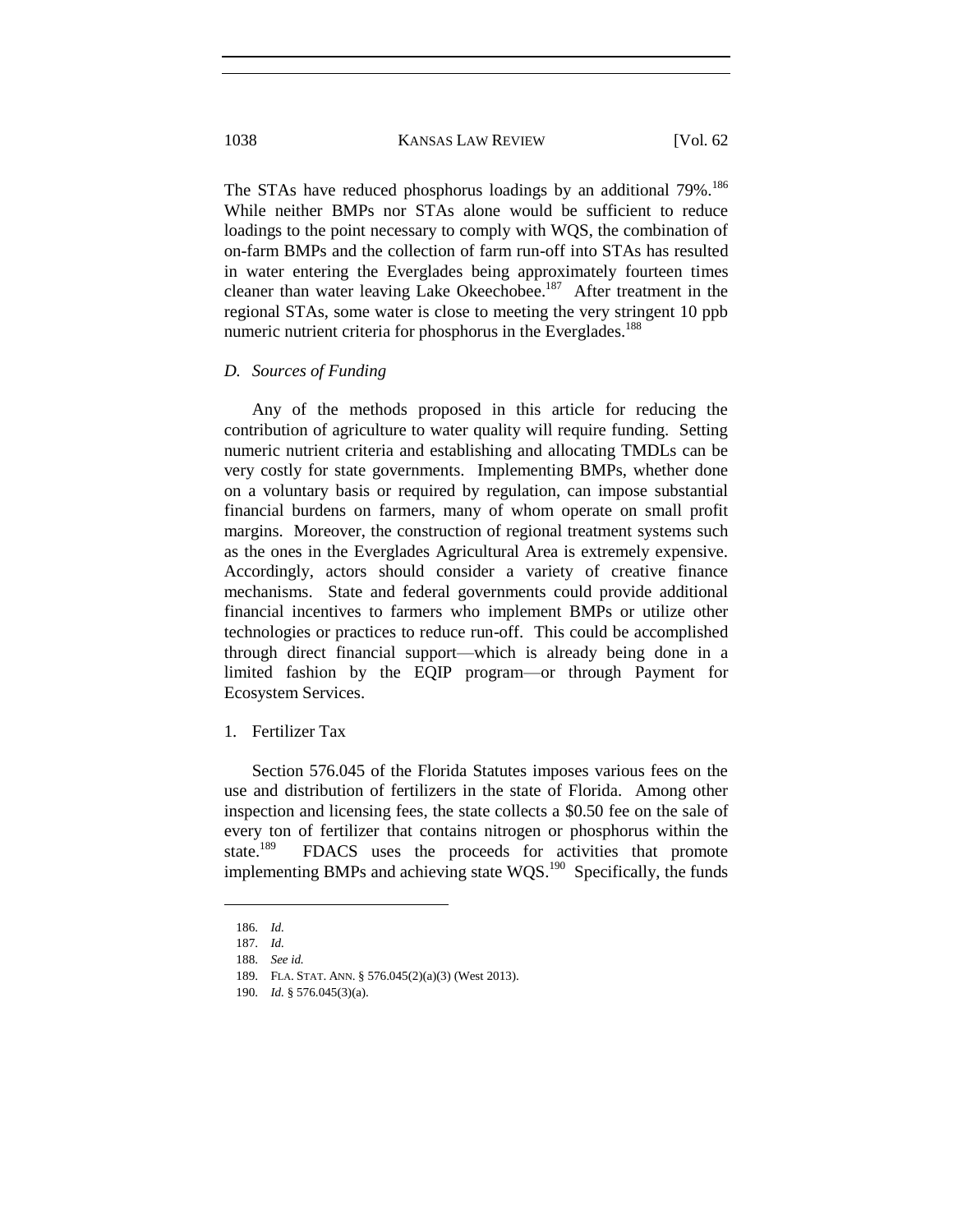The STAs have reduced phosphorus loadings by an additional 79%.[186] While neither BMPs nor STAs alone would be sufficient to reduce loadings to the point necessary to comply with WQS, the combination of on-farm BMPs and the collection of farm run-off into STAs has resulted in water entering the Everglades being approximately fourteen times cleaner than water leaving Lake Okeechobee.[187] After treatment in the regional STAs, some water is close to meeting the very stringent 10 ppb numeric nutrient criteria for phosphorus in the Everglades.[188]

### *D. Sources of Funding*

Any of the methods proposed in this article for reducing the contribution of agriculture to water quality will require funding. Setting numeric nutrient criteria and establishing and allocating TMDLs can be very costly for state governments. Implementing BMPs, whether done on a voluntary basis or required by regulation, can impose substantial financial burdens on farmers, many of whom operate on small profit margins. Moreover, the construction of regional treatment systems such as the ones in the Everglades Agricultural Area is extremely expensive. Accordingly, actors should consider a variety of creative finance mechanisms. State and federal governments could provide additional financial incentives to farmers who implement BMPs or utilize other technologies or practices to reduce run-off. This could be accomplished through direct financial support—which is already being done in a limited fashion by the EQIP program—or through Payment for Ecosystem Services.

#### 1. Fertilizer Tax

Section 576.045 of the Florida Statutes imposes various fees on the use and distribution of fertilizers in the state of Florida. Among other inspection and licensing fees, the state collects a $0.50 fee on the sale of every ton of fertilizer that contains nitrogen or phosphorus within the state.[189] FDACS uses the proceeds for activities that promote implementing BMPs and achieving state WQS.[190] Specifically, the funds

---

186. *Id.*
187. *Id.*
188. *See id.*
189. FLA. STAT. ANN. § 576.045(2)(a)(3) (West 2013).
190. *Id.* § 576.045(3)(a).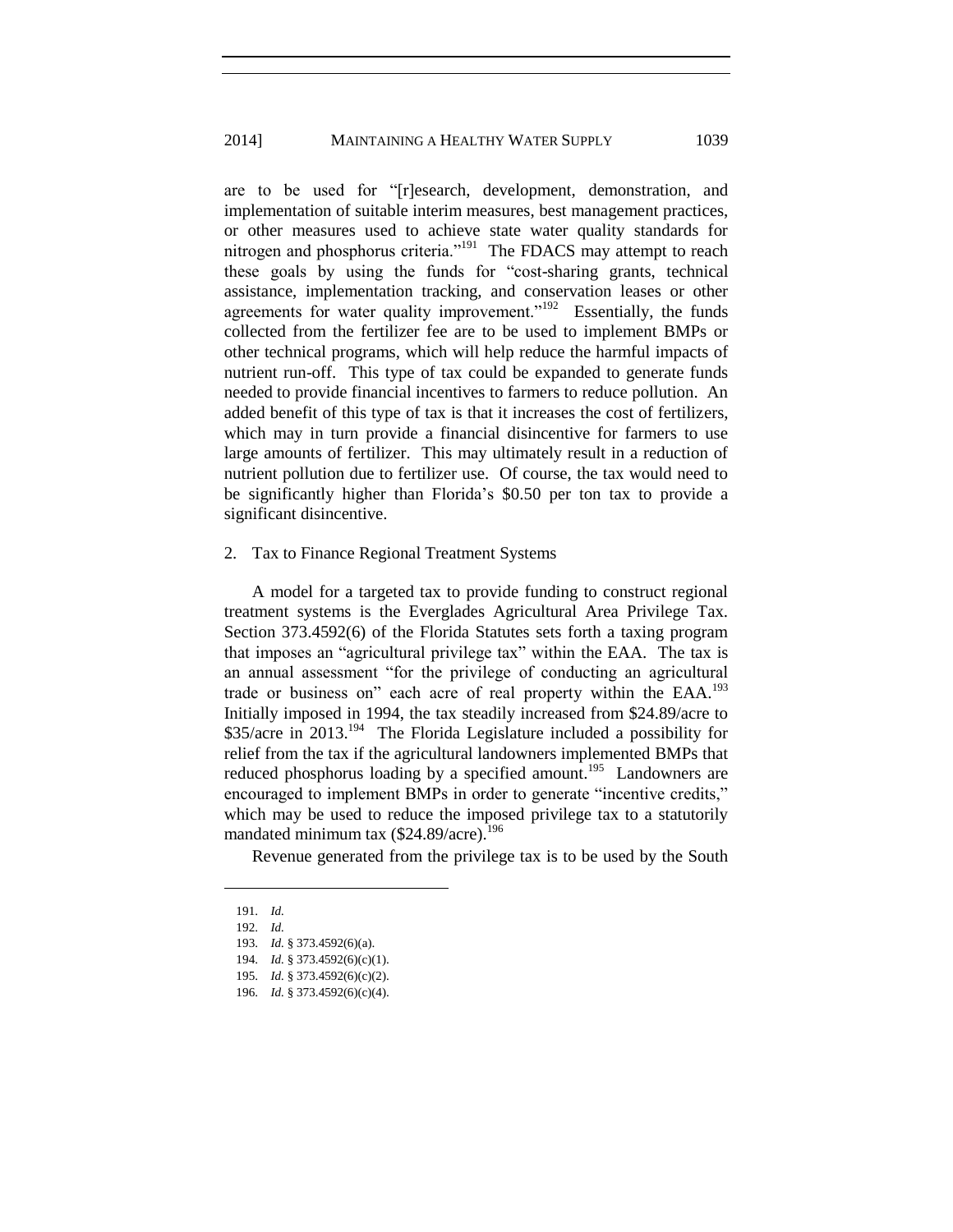are to be used for "[r]esearch, development, demonstration, and implementation of suitable interim measures, best management practices, or other measures used to achieve state water quality standards for nitrogen and phosphorus criteria."[191] The FDACS may attempt to reach these goals by using the funds for "cost-sharing grants, technical assistance, implementation tracking, and conservation leases or other agreements for water quality improvement."[192] Essentially, the funds collected from the fertilizer fee are to be used to implement BMPs or other technical programs, which will help reduce the harmful impacts of nutrient run-off. This type of tax could be expanded to generate funds needed to provide financial incentives to farmers to reduce pollution. An added benefit of this type of tax is that it increases the cost of fertilizers, which may in turn provide a financial disincentive for farmers to use large amounts of fertilizer. This may ultimately result in a reduction of nutrient pollution due to fertilizer use. Of course, the tax would need to be significantly higher than Florida's $0.50 per ton tax to provide a significant disincentive.

### 2. Tax to Finance Regional Treatment Systems

A model for a targeted tax to provide funding to construct regional treatment systems is the Everglades Agricultural Area Privilege Tax. Section 373.4592(6) of the Florida Statutes sets forth a taxing program that imposes an "agricultural privilege tax" within the EAA. The tax is an annual assessment "for the privilege of conducting an agricultural trade or business on" each acre of real property within the EAA.[193] Initially imposed in 1994, the tax steadily increased from $24.89/acre to $35/acre in 2013.[194] The Florida Legislature included a possibility for relief from the tax if the agricultural landowners implemented BMPs that reduced phosphorus loading by a specified amount.[195] Landowners are encouraged to implement BMPs in order to generate "incentive credits," which may be used to reduce the imposed privilege tax to a statutorily mandated minimum tax ($24.89/acre).[196]

Revenue generated from the privilege tax is to be used by the South

---

191. *Id.*
192. *Id.*
193. *Id.* § 373.4592(6)(a).
194. *Id.* § 373.4592(6)(c)(1).
195. *Id.* § 373.4592(6)(c)(2).
196. *Id.* § 373.4592(6)(c)(4).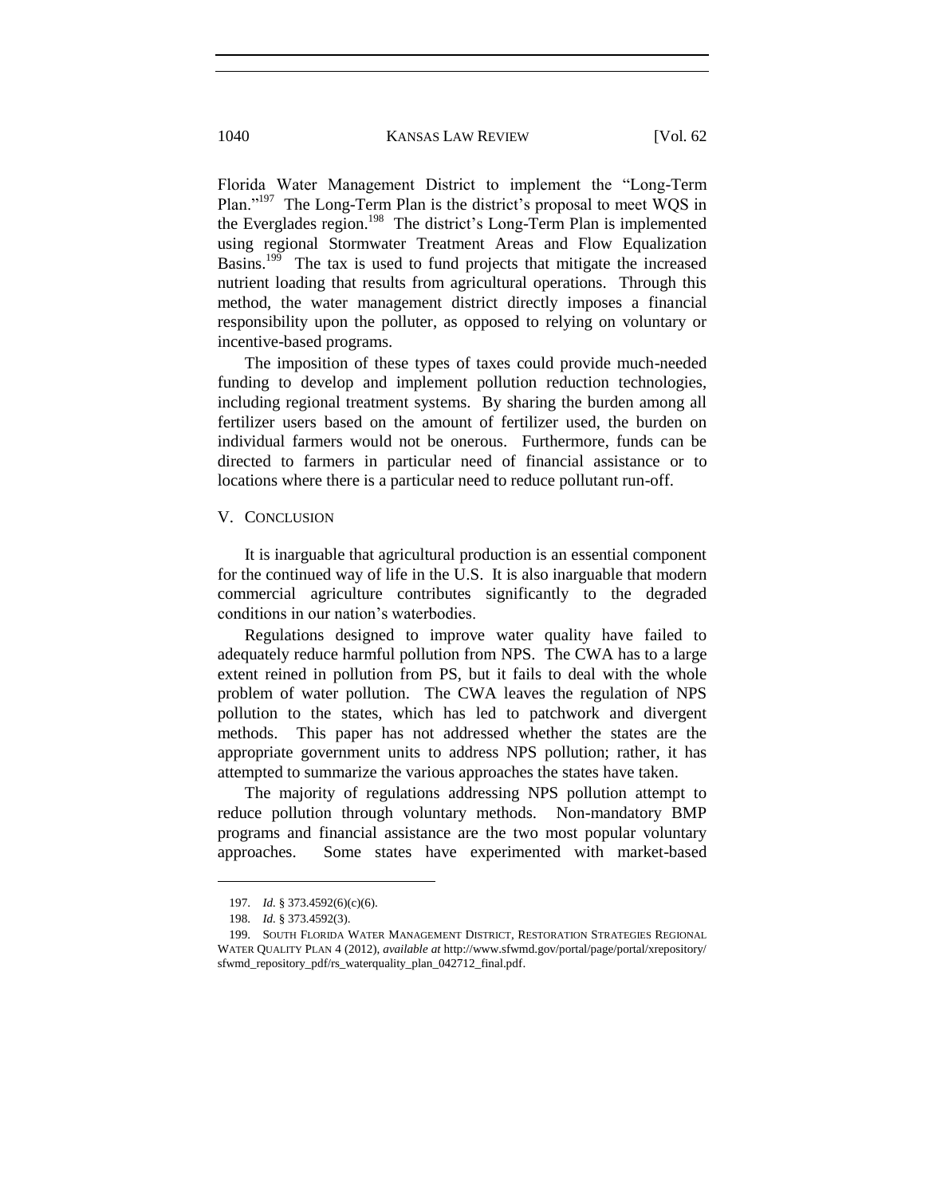Florida Water Management District to implement the "Long-Term Plan."[197] The Long-Term Plan is the district's proposal to meet WQS in the Everglades region.[198] The district's Long-Term Plan is implemented using regional Stormwater Treatment Areas and Flow Equalization Basins.[199] The tax is used to fund projects that mitigate the increased nutrient loading that results from agricultural operations. Through this method, the water management district directly imposes a financial responsibility upon the polluter, as opposed to relying on voluntary or incentive-based programs.

The imposition of these types of taxes could provide much-needed funding to develop and implement pollution reduction technologies, including regional treatment systems. By sharing the burden among all fertilizer users based on the amount of fertilizer used, the burden on individual farmers would not be onerous. Furthermore, funds can be directed to farmers in particular need of financial assistance or to locations where there is a particular need to reduce pollutant run-off.

## V. CONCLUSION

It is inarguable that agricultural production is an essential component for the continued way of life in the U.S. It is also inarguable that modern commercial agriculture contributes significantly to the degraded conditions in our nation's waterbodies.

Regulations designed to improve water quality have failed to adequately reduce harmful pollution from NPS. The CWA has to a large extent reined in pollution from PS, but it fails to deal with the whole problem of water pollution. The CWA leaves the regulation of NPS pollution to the states, which has led to patchwork and divergent methods. This paper has not addressed whether the states are the appropriate government units to address NPS pollution; rather, it has attempted to summarize the various approaches the states have taken.

The majority of regulations addressing NPS pollution attempt to reduce pollution through voluntary methods. Non-mandatory BMP programs and financial assistance are the two most popular voluntary approaches. Some states have experimented with market-based

---

197. *Id.* § 373.4592(6)(c)(6).

198. *Id.* § 373.4592(3).

199. SOUTH FLORIDA WATER MANAGEMENT DISTRICT, RESTORATION STRATEGIES REGIONAL WATER QUALITY PLAN 4 (2012), *available at* http://www.sfwmd.gov/portal/page/portal/xrepository/sfwmd_repository_pdf/rs_waterquality_plan_042712_final.pdf.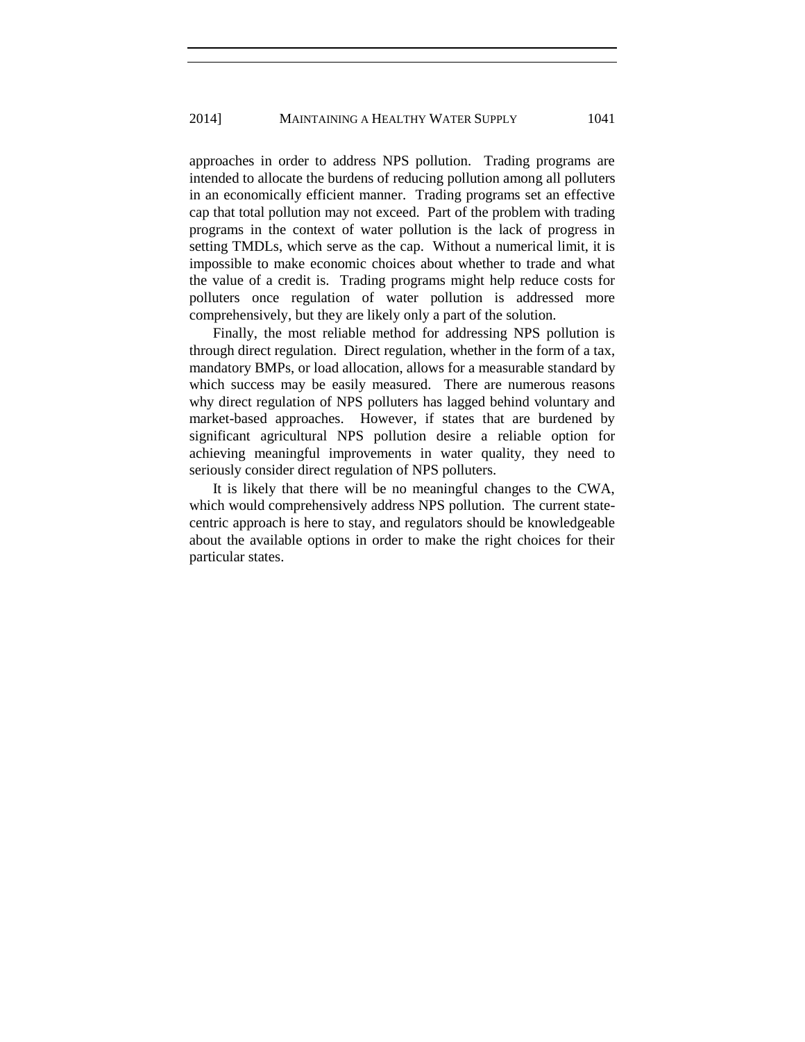approaches in order to address NPS pollution. Trading programs are intended to allocate the burdens of reducing pollution among all polluters in an economically efficient manner. Trading programs set an effective cap that total pollution may not exceed. Part of the problem with trading programs in the context of water pollution is the lack of progress in setting TMDLs, which serve as the cap. Without a numerical limit, it is impossible to make economic choices about whether to trade and what the value of a credit is. Trading programs might help reduce costs for polluters once regulation of water pollution is addressed more comprehensively, but they are likely only a part of the solution.

Finally, the most reliable method for addressing NPS pollution is through direct regulation. Direct regulation, whether in the form of a tax, mandatory BMPs, or load allocation, allows for a measurable standard by which success may be easily measured. There are numerous reasons why direct regulation of NPS polluters has lagged behind voluntary and market-based approaches. However, if states that are burdened by significant agricultural NPS pollution desire a reliable option for achieving meaningful improvements in water quality, they need to seriously consider direct regulation of NPS polluters.

It is likely that there will be no meaningful changes to the CWA, which would comprehensively address NPS pollution. The current state-centric approach is here to stay, and regulators should be knowledgeable about the available options in order to make the right choices for their particular states.